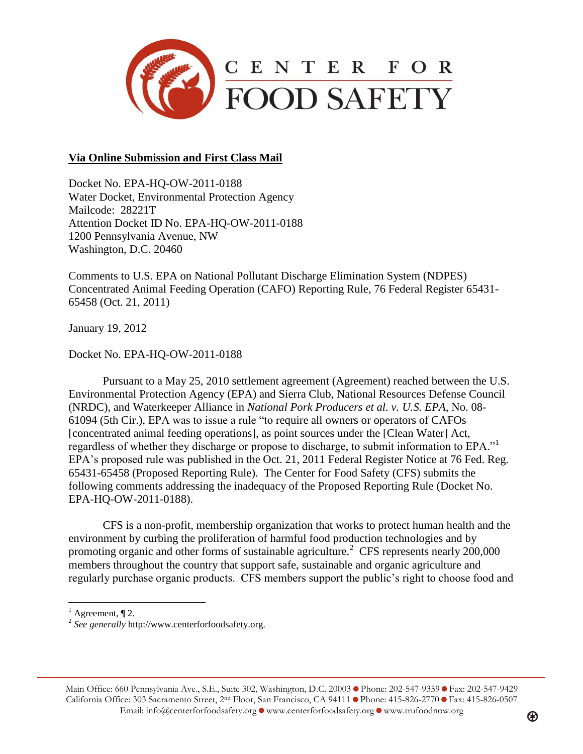CENTER FOR FOOD SAFETY

**<u>Via Online Submission and First Class Mail</u>**

Docket No. EPA-HQ-OW-2011-0188
Water Docket, Environmental Protection Agency
Mailcode: 28221T
Attention Docket ID No. EPA-HQ-OW-2011-0188
1200 Pennsylvania Avenue, NW
Washington, D.C. 20460

Comments to U.S. EPA on National Pollutant Discharge Elimination System (NDPES) Concentrated Animal Feeding Operation (CAFO) Reporting Rule, 76 Federal Register 65431-65458 (Oct. 21, 2011)

January 19, 2012

Docket No. EPA-HQ-OW-2011-0188

Pursuant to a May 25, 2010 settlement agreement (Agreement) reached between the U.S. Environmental Protection Agency (EPA) and Sierra Club, National Resources Defense Council (NRDC), and Waterkeeper Alliance in *National Pork Producers et al. v. U.S. EPA*, No. 08-61094 (5th Cir.), EPA was to issue a rule "to require all owners or operators of CAFOs [concentrated animal feeding operations], as point sources under the [Clean Water] Act, regardless of whether they discharge or propose to discharge, to submit information to EPA."[1] EPA's proposed rule was published in the Oct. 21, 2011 Federal Register Notice at 76 Fed. Reg. 65431-65458 (Proposed Reporting Rule). The Center for Food Safety (CFS) submits the following comments addressing the inadequacy of the Proposed Reporting Rule (Docket No. EPA-HQ-OW-2011-0188).

CFS is a non-profit, membership organization that works to protect human health and the environment by curbing the proliferation of harmful food production technologies and by promoting organic and other forms of sustainable agriculture.[2] CFS represents nearly 200,000 members throughout the country that support safe, sustainable and organic agriculture and regularly purchase organic products. CFS members support the public's right to choose food and

---

[1] Agreement, ¶ 2.

[2] *See generally* http://www.centerforfoodsafety.org.

Main Office: 660 Pennsylvania Ave., S.E., Suite 302, Washington, D.C. 20003 ● Phone: 202-547-9359 ● Fax: 202-547-9429
California Office: 303 Sacramento Street, 2nd Floor, San Francisco, CA 94111 ● Phone: 415-826-2770 ● Fax: 415-826-0507
Email: info@centerforfoodsafety.org ● www.centerforfoodsafety.org ● www.trufoodnow.org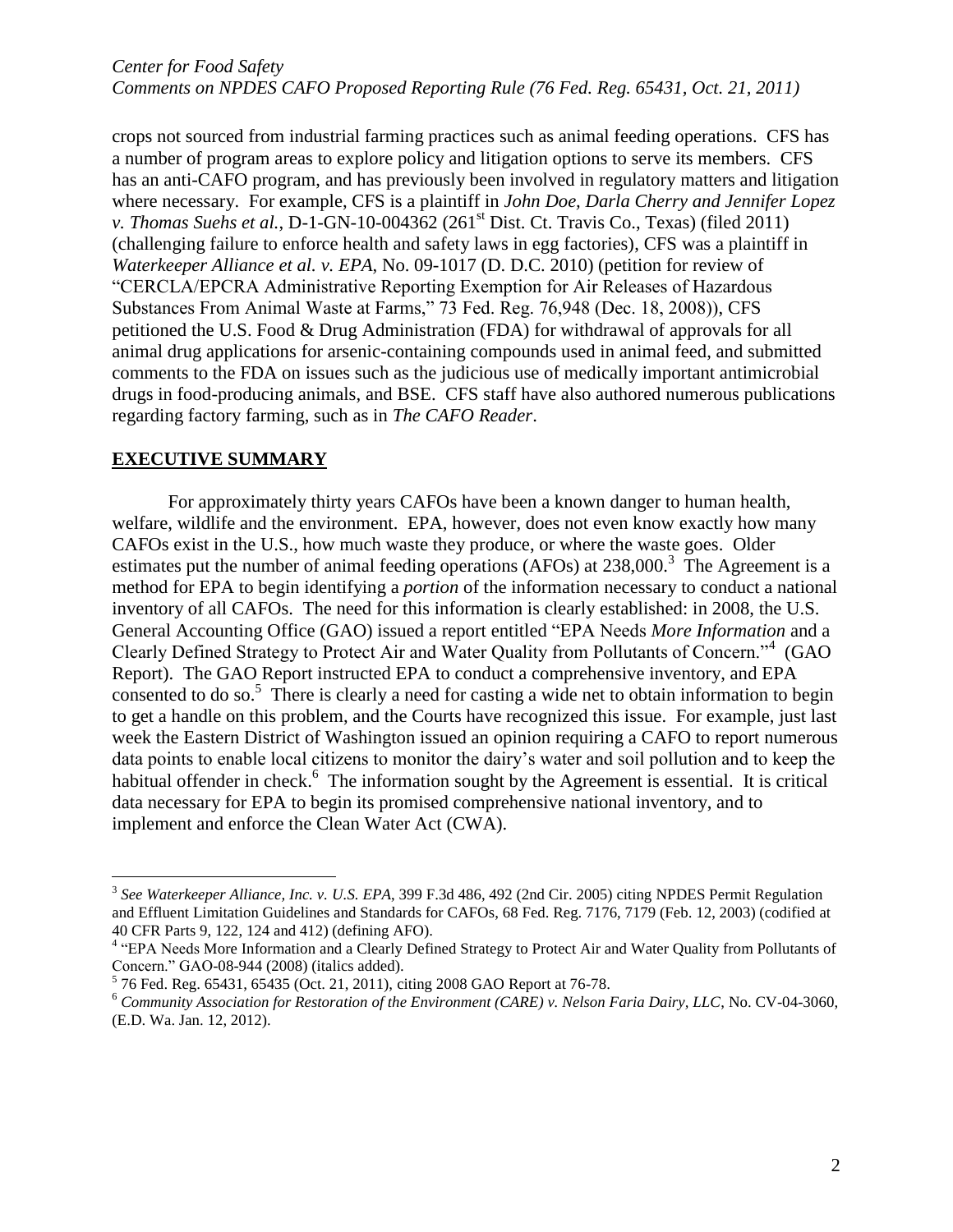crops not sourced from industrial farming practices such as animal feeding operations. CFS has a number of program areas to explore policy and litigation options to serve its members. CFS has an anti-CAFO program, and has previously been involved in regulatory matters and litigation where necessary. For example, CFS is a plaintiff in *John Doe, Darla Cherry and Jennifer Lopez v. Thomas Suehs et al.*, D-1-GN-10-004362 (261st Dist. Ct. Travis Co., Texas) (filed 2011) (challenging failure to enforce health and safety laws in egg factories), CFS was a plaintiff in *Waterkeeper Alliance et al. v. EPA*, No. 09-1017 (D. D.C. 2010) (petition for review of "CERCLA/EPCRA Administrative Reporting Exemption for Air Releases of Hazardous Substances From Animal Waste at Farms," 73 Fed. Reg. 76,948 (Dec. 18, 2008)), CFS petitioned the U.S. Food & Drug Administration (FDA) for withdrawal of approvals for all animal drug applications for arsenic-containing compounds used in animal feed, and submitted comments to the FDA on issues such as the judicious use of medically important antimicrobial drugs in food-producing animals, and BSE. CFS staff have also authored numerous publications regarding factory farming, such as in *The CAFO Reader*.

## EXECUTIVE SUMMARY

For approximately thirty years CAFOs have been a known danger to human health, welfare, wildlife and the environment. EPA, however, does not even know exactly how many CAFOs exist in the U.S., how much waste they produce, or where the waste goes. Older estimates put the number of animal feeding operations (AFOs) at 238,000.[3] The Agreement is a method for EPA to begin identifying a *portion* of the information necessary to conduct a national inventory of all CAFOs. The need for this information is clearly established: in 2008, the U.S. General Accounting Office (GAO) issued a report entitled "EPA Needs *More Information* and a Clearly Defined Strategy to Protect Air and Water Quality from Pollutants of Concern."[4] (GAO Report). The GAO Report instructed EPA to conduct a comprehensive inventory, and EPA consented to do so.[5] There is clearly a need for casting a wide net to obtain information to begin to get a handle on this problem, and the Courts have recognized this issue. For example, just last week the Eastern District of Washington issued an opinion requiring a CAFO to report numerous data points to enable local citizens to monitor the dairy's water and soil pollution and to keep the habitual offender in check.[6] The information sought by the Agreement is essential. It is critical data necessary for EPA to begin its promised comprehensive national inventory, and to implement and enforce the Clean Water Act (CWA).

---

[3] *See Waterkeeper Alliance, Inc. v. U.S. EPA*, 399 F.3d 486, 492 (2nd Cir. 2005) citing NPDES Permit Regulation and Effluent Limitation Guidelines and Standards for CAFOs, 68 Fed. Reg. 7176, 7179 (Feb. 12, 2003) (codified at 40 CFR Parts 9, 122, 124 and 412) (defining AFO).

[4] "EPA Needs More Information and a Clearly Defined Strategy to Protect Air and Water Quality from Pollutants of Concern." GAO-08-944 (2008) (italics added).

[5] 76 Fed. Reg. 65431, 65435 (Oct. 21, 2011), citing 2008 GAO Report at 76-78.

[6] *Community Association for Restoration of the Environment (CARE) v. Nelson Faria Dairy, LLC*, No. CV-04-3060, (E.D. Wa. Jan. 12, 2012).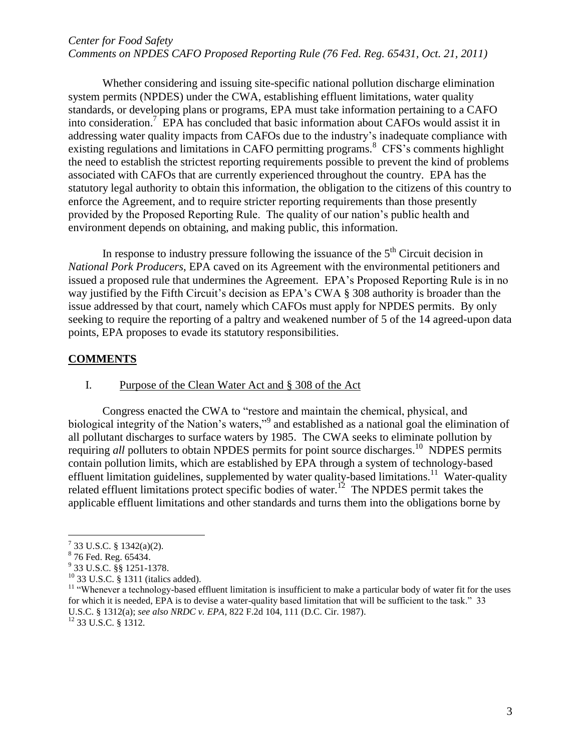Whether considering and issuing site-specific national pollution discharge elimination system permits (NPDES) under the CWA, establishing effluent limitations, water quality standards, or developing plans or programs, EPA must take information pertaining to a CAFO into consideration.[7] EPA has concluded that basic information about CAFOs would assist it in addressing water quality impacts from CAFOs due to the industry's inadequate compliance with existing regulations and limitations in CAFO permitting programs.[8] CFS's comments highlight the need to establish the strictest reporting requirements possible to prevent the kind of problems associated with CAFOs that are currently experienced throughout the country. EPA has the statutory legal authority to obtain this information, the obligation to the citizens of this country to enforce the Agreement, and to require stricter reporting requirements than those presently provided by the Proposed Reporting Rule. The quality of our nation's public health and environment depends on obtaining, and making public, this information.

In response to industry pressure following the issuance of the 5th Circuit decision in *National Pork Producers*, EPA caved on its Agreement with the environmental petitioners and issued a proposed rule that undermines the Agreement. EPA's Proposed Reporting Rule is in no way justified by the Fifth Circuit's decision as EPA's CWA § 308 authority is broader than the issue addressed by that court, namely which CAFOs must apply for NPDES permits. By only seeking to require the reporting of a paltry and weakened number of 5 of the 14 agreed-upon data points, EPA proposes to evade its statutory responsibilities.

## COMMENTS

### I. Purpose of the Clean Water Act and § 308 of the Act

Congress enacted the CWA to "restore and maintain the chemical, physical, and biological integrity of the Nation's waters,"[9] and established as a national goal the elimination of all pollutant discharges to surface waters by 1985. The CWA seeks to eliminate pollution by requiring *all* polluters to obtain NPDES permits for point source discharges.[10] NDPES permits contain pollution limits, which are established by EPA through a system of technology-based effluent limitation guidelines, supplemented by water quality-based limitations.[11] Water-quality related effluent limitations protect specific bodies of water.[12] The NPDES permit takes the applicable effluent limitations and other standards and turns them into the obligations borne by

---

[7] 33 U.S.C. § 1342(a)(2).

[8] 76 Fed. Reg. 65434.

[9] 33 U.S.C. §§ 1251-1378.

[10] 33 U.S.C. § 1311 (italics added).

[11] "Whenever a technology-based effluent limitation is insufficient to make a particular body of water fit for the uses for which it is needed, EPA is to devise a water-quality based limitation that will be sufficient to the task." 33 U.S.C. § 1312(a); *see also NRDC v. EPA*, 822 F.2d 104, 111 (D.C. Cir. 1987).

[12] 33 U.S.C. § 1312.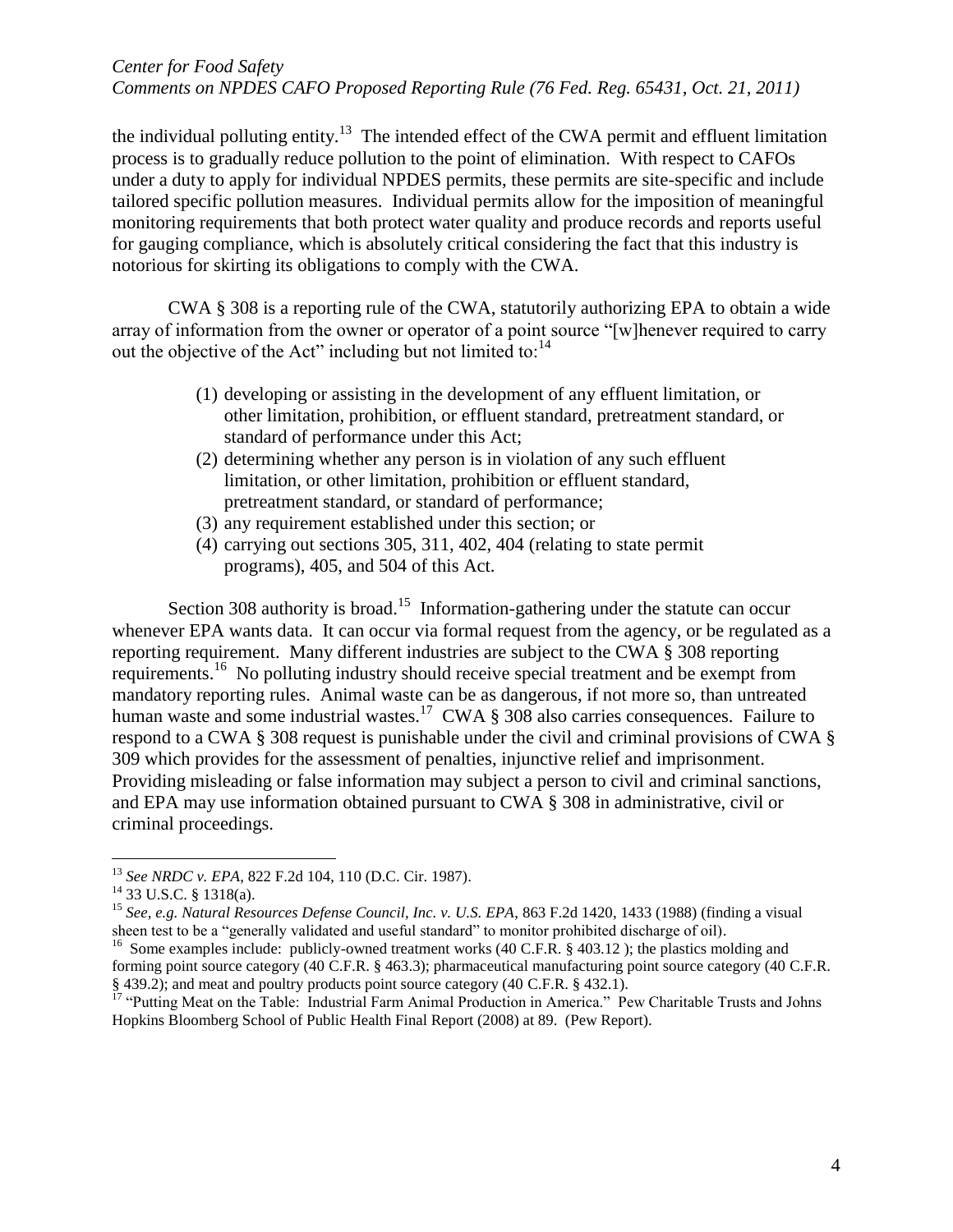the individual polluting entity.[13] The intended effect of the CWA permit and effluent limitation process is to gradually reduce pollution to the point of elimination. With respect to CAFOs under a duty to apply for individual NPDES permits, these permits are site-specific and include tailored specific pollution measures. Individual permits allow for the imposition of meaningful monitoring requirements that both protect water quality and produce records and reports useful for gauging compliance, which is absolutely critical considering the fact that this industry is notorious for skirting its obligations to comply with the CWA.

CWA § 308 is a reporting rule of the CWA, statutorily authorizing EPA to obtain a wide array of information from the owner or operator of a point source "[w]henever required to carry out the objective of the Act" including but not limited to:[14]

(1) developing or assisting in the development of any effluent limitation, or other limitation, prohibition, or effluent standard, pretreatment standard, or standard of performance under this Act;
(2) determining whether any person is in violation of any such effluent limitation, or other limitation, prohibition or effluent standard, pretreatment standard, or standard of performance;
(3) any requirement established under this section; or
(4) carrying out sections 305, 311, 402, 404 (relating to state permit programs), 405, and 504 of this Act.

Section 308 authority is broad.[15] Information-gathering under the statute can occur whenever EPA wants data. It can occur via formal request from the agency, or be regulated as a reporting requirement. Many different industries are subject to the CWA § 308 reporting requirements.[16] No polluting industry should receive special treatment and be exempt from mandatory reporting rules. Animal waste can be as dangerous, if not more so, than untreated human waste and some industrial wastes.[17] CWA § 308 also carries consequences. Failure to respond to a CWA § 308 request is punishable under the civil and criminal provisions of CWA § 309 which provides for the assessment of penalties, injunctive relief and imprisonment. Providing misleading or false information may subject a person to civil and criminal sanctions, and EPA may use information obtained pursuant to CWA § 308 in administrative, civil or criminal proceedings.

---

[13] *See NRDC v. EPA*, 822 F.2d 104, 110 (D.C. Cir. 1987).

[14] 33 U.S.C. § 1318(a).

[15] *See, e.g. Natural Resources Defense Council, Inc. v. U.S. EPA*, 863 F.2d 1420, 1433 (1988) (finding a visual sheen test to be a "generally validated and useful standard" to monitor prohibited discharge of oil).

[16] Some examples include: publicly-owned treatment works (40 C.F.R. § 403.12 ); the plastics molding and forming point source category (40 C.F.R. § 463.3); pharmaceutical manufacturing point source category (40 C.F.R. § 439.2); and meat and poultry products point source category (40 C.F.R. § 432.1).

[17] "Putting Meat on the Table: Industrial Farm Animal Production in America." Pew Charitable Trusts and Johns Hopkins Bloomberg School of Public Health Final Report (2008) at 89. (Pew Report).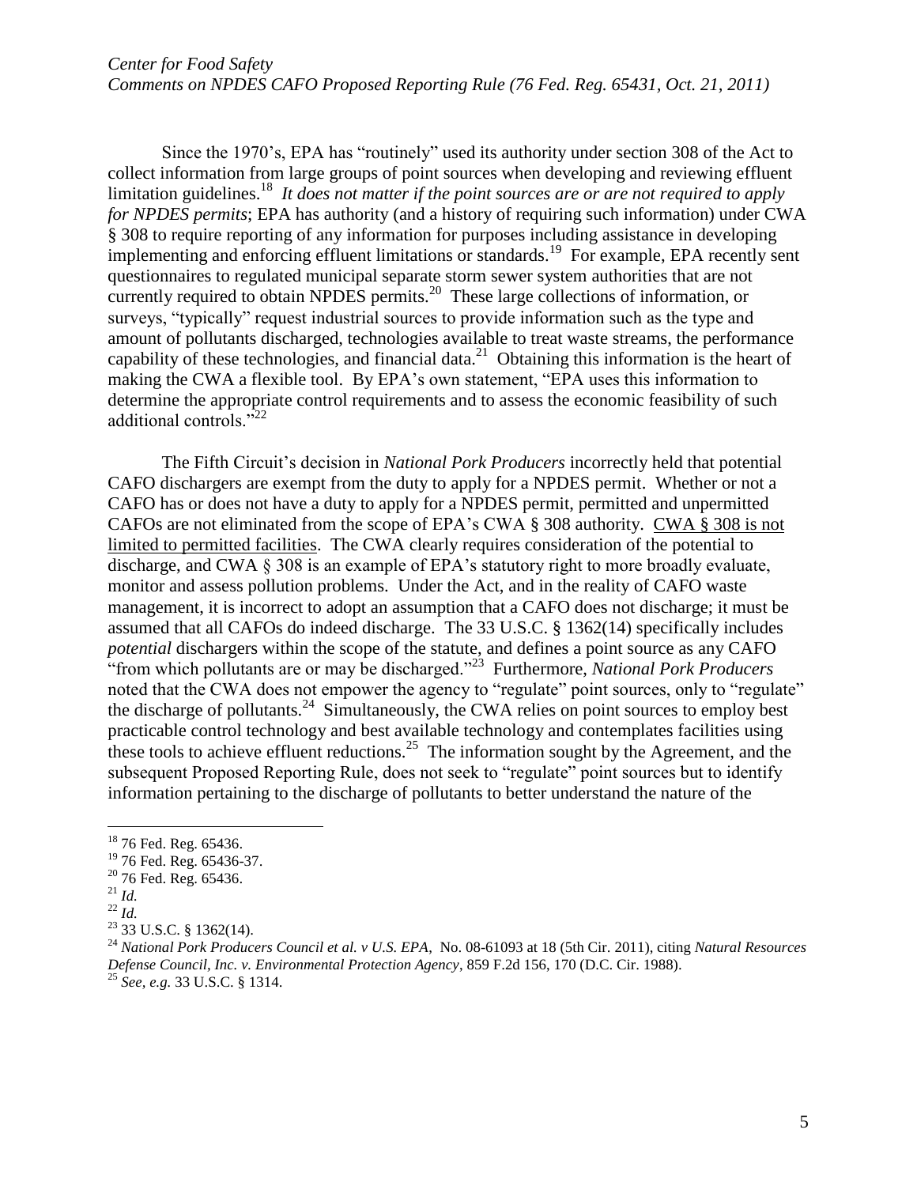Since the 1970's, EPA has "routinely" used its authority under section 308 of the Act to collect information from large groups of point sources when developing and reviewing effluent limitation guidelines.[18] *It does not matter if the point sources are or are not required to apply for NPDES permits*; EPA has authority (and a history of requiring such information) under CWA § 308 to require reporting of any information for purposes including assistance in developing implementing and enforcing effluent limitations or standards.[19] For example, EPA recently sent questionnaires to regulated municipal separate storm sewer system authorities that are not currently required to obtain NPDES permits.[20] These large collections of information, or surveys, "typically" request industrial sources to provide information such as the type and amount of pollutants discharged, technologies available to treat waste streams, the performance capability of these technologies, and financial data.[21] Obtaining this information is the heart of making the CWA a flexible tool. By EPA's own statement, "EPA uses this information to determine the appropriate control requirements and to assess the economic feasibility of such additional controls."[22]

The Fifth Circuit's decision in *National Pork Producers* incorrectly held that potential CAFO dischargers are exempt from the duty to apply for a NPDES permit. Whether or not a CAFO has or does not have a duty to apply for a NPDES permit, permitted and unpermitted CAFOs are not eliminated from the scope of EPA's CWA § 308 authority. <u>CWA § 308 is not limited to permitted facilities</u>. The CWA clearly requires consideration of the potential to discharge, and CWA § 308 is an example of EPA's statutory right to more broadly evaluate, monitor and assess pollution problems. Under the Act, and in the reality of CAFO waste management, it is incorrect to adopt an assumption that a CAFO does not discharge; it must be assumed that all CAFOs do indeed discharge. The 33 U.S.C. § 1362(14) specifically includes *potential* dischargers within the scope of the statute, and defines a point source as any CAFO "from which pollutants are or may be discharged."[23] Furthermore, *National Pork Producers* noted that the CWA does not empower the agency to "regulate" point sources, only to "regulate" the discharge of pollutants.[24] Simultaneously, the CWA relies on point sources to employ best practicable control technology and best available technology and contemplates facilities using these tools to achieve effluent reductions.[25] The information sought by the Agreement, and the subsequent Proposed Reporting Rule, does not seek to "regulate" point sources but to identify information pertaining to the discharge of pollutants to better understand the nature of the

---

[18] 76 Fed. Reg. 65436.

[19] 76 Fed. Reg. 65436-37.

[20] 76 Fed. Reg. 65436.

[21] *Id.*

[22] *Id.*

[23] 33 U.S.C. § 1362(14).

[24] *National Pork Producers Council et al. v U.S. EPA*, No. 08-61093 at 18 (5th Cir. 2011), citing *Natural Resources Defense Council, Inc. v. Environmental Protection Agency*, 859 F.2d 156, 170 (D.C. Cir. 1988).

[25] *See, e.g.* 33 U.S.C. § 1314.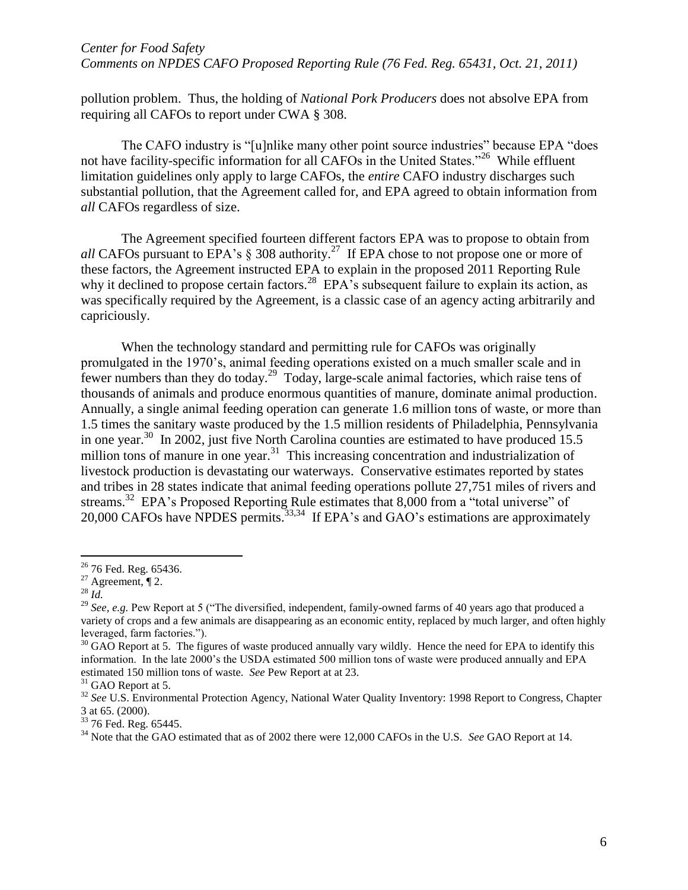pollution problem. Thus, the holding of *National Pork Producers* does not absolve EPA from requiring all CAFOs to report under CWA § 308.

The CAFO industry is "[u]nlike many other point source industries" because EPA "does not have facility-specific information for all CAFOs in the United States."[26] While effluent limitation guidelines only apply to large CAFOs, the *entire* CAFO industry discharges such substantial pollution, that the Agreement called for, and EPA agreed to obtain information from *all* CAFOs regardless of size.

The Agreement specified fourteen different factors EPA was to propose to obtain from *all* CAFOs pursuant to EPA's § 308 authority.[27] If EPA chose to not propose one or more of these factors, the Agreement instructed EPA to explain in the proposed 2011 Reporting Rule why it declined to propose certain factors.[28] EPA's subsequent failure to explain its action, as was specifically required by the Agreement, is a classic case of an agency acting arbitrarily and capriciously.

When the technology standard and permitting rule for CAFOs was originally promulgated in the 1970's, animal feeding operations existed on a much smaller scale and in fewer numbers than they do today.[29] Today, large-scale animal factories, which raise tens of thousands of animals and produce enormous quantities of manure, dominate animal production. Annually, a single animal feeding operation can generate 1.6 million tons of waste, or more than 1.5 times the sanitary waste produced by the 1.5 million residents of Philadelphia, Pennsylvania in one year.[30] In 2002, just five North Carolina counties are estimated to have produced 15.5 million tons of manure in one year.[31] This increasing concentration and industrialization of livestock production is devastating our waterways. Conservative estimates reported by states and tribes in 28 states indicate that animal feeding operations pollute 27,751 miles of rivers and streams.[32] EPA's Proposed Reporting Rule estimates that 8,000 from a "total universe" of 20,000 CAFOs have NPDES permits.[33,34] If EPA's and GAO's estimations are approximately

---

[26] 76 Fed. Reg. 65436.

[27] Agreement, ¶ 2.

[28] *Id.*

[29] *See, e.g.* Pew Report at 5 ("The diversified, independent, family-owned farms of 40 years ago that produced a variety of crops and a few animals are disappearing as an economic entity, replaced by much larger, and often highly leveraged, farm factories.").

[30] GAO Report at 5. The figures of waste produced annually vary wildly. Hence the need for EPA to identify this information. In the late 2000's the USDA estimated 500 million tons of waste were produced annually and EPA estimated 150 million tons of waste. *See* Pew Report at at 23.

[31] GAO Report at 5.

[32] *See* U.S. Environmental Protection Agency, National Water Quality Inventory: 1998 Report to Congress, Chapter 3 at 65. (2000).

[33] 76 Fed. Reg. 65445.

[34] Note that the GAO estimated that as of 2002 there were 12,000 CAFOs in the U.S. *See* GAO Report at 14.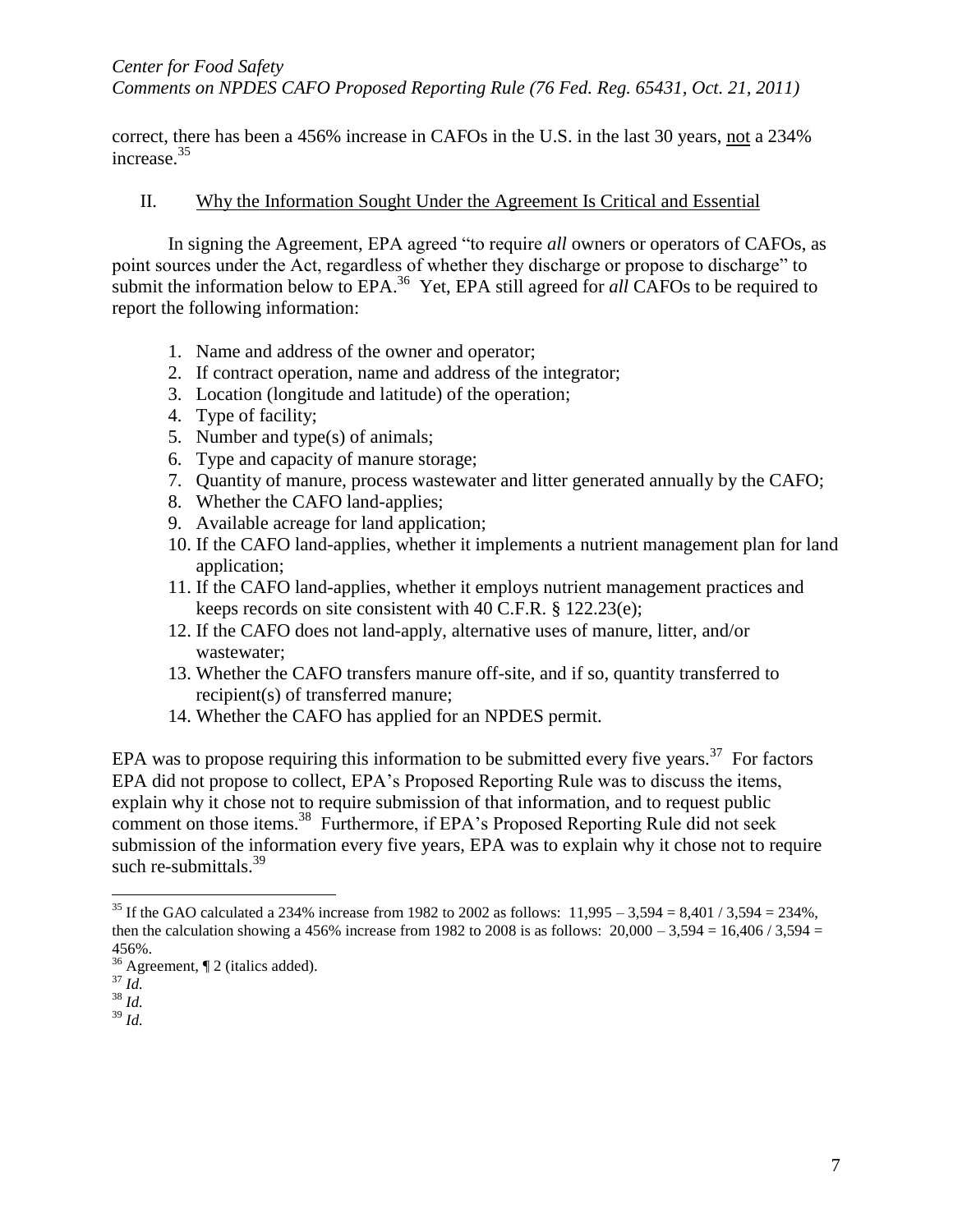correct, there has been a 456% increase in CAFOs in the U.S. in the last 30 years, <u>not</u> a 234% increase.[35]

## II. <u>Why the Information Sought Under the Agreement Is Critical and Essential</u>

In signing the Agreement, EPA agreed "to require *all* owners or operators of CAFOs, as point sources under the Act, regardless of whether they discharge or propose to discharge" to submit the information below to EPA.[36] Yet, EPA still agreed for *all* CAFOs to be required to report the following information:

1. Name and address of the owner and operator;
2. If contract operation, name and address of the integrator;
3. Location (longitude and latitude) of the operation;
4. Type of facility;
5. Number and type(s) of animals;
6. Type and capacity of manure storage;
7. Quantity of manure, process wastewater and litter generated annually by the CAFO;
8. Whether the CAFO land-applies;
9. Available acreage for land application;
10. If the CAFO land-applies, whether it implements a nutrient management plan for land application;
11. If the CAFO land-applies, whether it employs nutrient management practices and keeps records on site consistent with 40 C.F.R. § 122.23(e);
12. If the CAFO does not land-apply, alternative uses of manure, litter, and/or wastewater;
13. Whether the CAFO transfers manure off-site, and if so, quantity transferred to recipient(s) of transferred manure;
14. Whether the CAFO has applied for an NPDES permit.

EPA was to propose requiring this information to be submitted every five years.[37] For factors EPA did not propose to collect, EPA's Proposed Reporting Rule was to discuss the items, explain why it chose not to require submission of that information, and to request public comment on those items.[38] Furthermore, if EPA's Proposed Reporting Rule did not seek submission of the information every five years, EPA was to explain why it chose not to require such re-submittals.[39]

---

[35] If the GAO calculated a 234% increase from 1982 to 2002 as follows: 11,995 – 3,594 = 8,401 / 3,594 = 234%, then the calculation showing a 456% increase from 1982 to 2008 is as follows: 20,000 – 3,594 = 16,406 / 3,594 = 456%.

[36] Agreement, ¶ 2 (italics added).

[37] *Id.*

[38] *Id.*

[39] *Id.*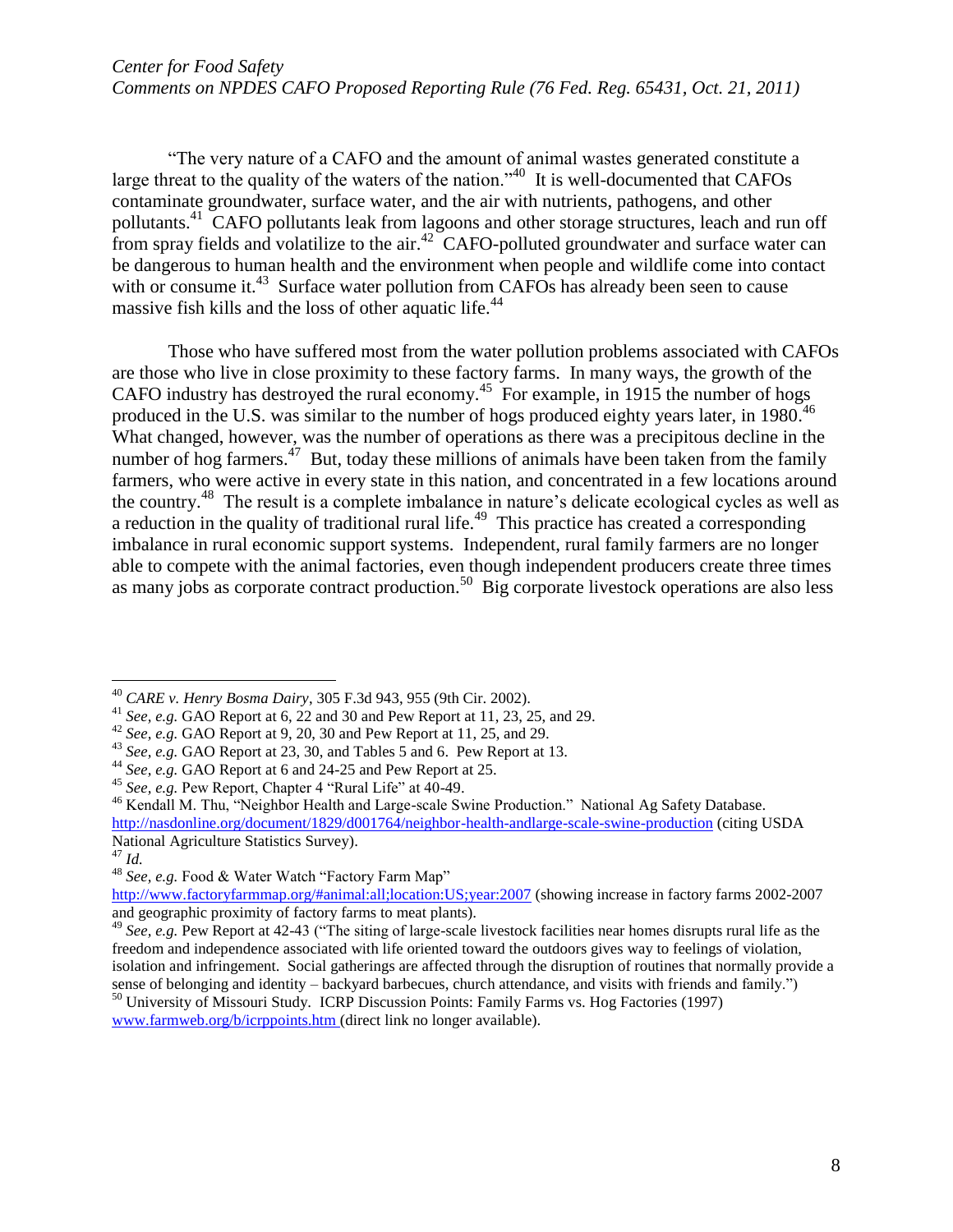"The very nature of a CAFO and the amount of animal wastes generated constitute a large threat to the quality of the waters of the nation."[40] It is well-documented that CAFOs contaminate groundwater, surface water, and the air with nutrients, pathogens, and other pollutants.[41] CAFO pollutants leak from lagoons and other storage structures, leach and run off from spray fields and volatilize to the air.[42] CAFO-polluted groundwater and surface water can be dangerous to human health and the environment when people and wildlife come into contact with or consume it.[43] Surface water pollution from CAFOs has already been seen to cause massive fish kills and the loss of other aquatic life.[44]

Those who have suffered most from the water pollution problems associated with CAFOs are those who live in close proximity to these factory farms. In many ways, the growth of the CAFO industry has destroyed the rural economy.[45] For example, in 1915 the number of hogs produced in the U.S. was similar to the number of hogs produced eighty years later, in 1980.[46] What changed, however, was the number of operations as there was a precipitous decline in the number of hog farmers.[47] But, today these millions of animals have been taken from the family farmers, who were active in every state in this nation, and concentrated in a few locations around the country.[48] The result is a complete imbalance in nature's delicate ecological cycles as well as a reduction in the quality of traditional rural life.[49] This practice has created a corresponding imbalance in rural economic support systems. Independent, rural family farmers are no longer able to compete with the animal factories, even though independent producers create three times as many jobs as corporate contract production.[50] Big corporate livestock operations are also less

---

[40] *CARE v. Henry Bosma Dairy*, 305 F.3d 943, 955 (9th Cir. 2002).

[41] *See, e.g.* GAO Report at 6, 22 and 30 and Pew Report at 11, 23, 25, and 29.

[42] *See, e.g.* GAO Report at 9, 20, 30 and Pew Report at 11, 25, and 29.

[43] *See, e.g.* GAO Report at 23, 30, and Tables 5 and 6. Pew Report at 13.

[44] *See, e.g.* GAO Report at 6 and 24-25 and Pew Report at 25.

[45] *See, e.g.* Pew Report, Chapter 4 "Rural Life" at 40-49.

[46] Kendall M. Thu, "Neighbor Health and Large-scale Swine Production." National Ag Safety Database. http://nasdonline.org/document/1829/d001764/neighbor-health-andlarge-scale-swine-production (citing USDA National Agriculture Statistics Survey).

[47] *Id.*

[48] *See, e.g.* Food & Water Watch "Factory Farm Map" http://www.factoryfarmmap.org/#animal:all;location:US;year:2007 (showing increase in factory farms 2002-2007 and geographic proximity of factory farms to meat plants).

[49] *See, e.g.* Pew Report at 42-43 ("The siting of large-scale livestock facilities near homes disrupts rural life as the freedom and independence associated with life oriented toward the outdoors gives way to feelings of violation, isolation and infringement. Social gatherings are affected through the disruption of routines that normally provide a sense of belonging and identity – backyard barbecues, church attendance, and visits with friends and family.")

[50] University of Missouri Study. ICRP Discussion Points: Family Farms vs. Hog Factories (1997) www.farmweb.org/b/icrppoints.htm (direct link no longer available).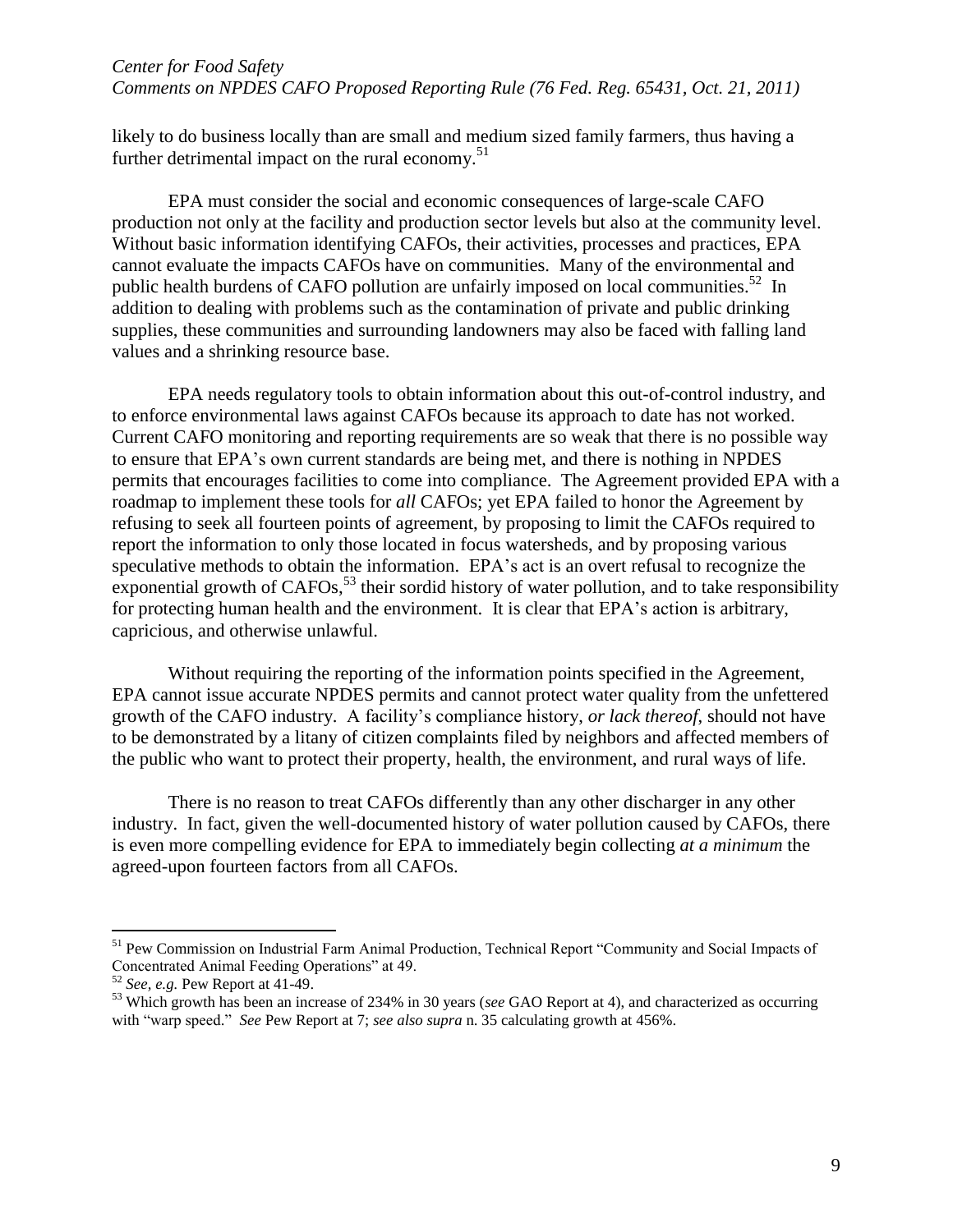likely to do business locally than are small and medium sized family farmers, thus having a further detrimental impact on the rural economy.[51]

EPA must consider the social and economic consequences of large-scale CAFO production not only at the facility and production sector levels but also at the community level. Without basic information identifying CAFOs, their activities, processes and practices, EPA cannot evaluate the impacts CAFOs have on communities. Many of the environmental and public health burdens of CAFO pollution are unfairly imposed on local communities.[52] In addition to dealing with problems such as the contamination of private and public drinking supplies, these communities and surrounding landowners may also be faced with falling land values and a shrinking resource base.

EPA needs regulatory tools to obtain information about this out-of-control industry, and to enforce environmental laws against CAFOs because its approach to date has not worked. Current CAFO monitoring and reporting requirements are so weak that there is no possible way to ensure that EPA's own current standards are being met, and there is nothing in NPDES permits that encourages facilities to come into compliance. The Agreement provided EPA with a roadmap to implement these tools for *all* CAFOs; yet EPA failed to honor the Agreement by refusing to seek all fourteen points of agreement, by proposing to limit the CAFOs required to report the information to only those located in focus watersheds, and by proposing various speculative methods to obtain the information. EPA's act is an overt refusal to recognize the exponential growth of CAFOs,[53] their sordid history of water pollution, and to take responsibility for protecting human health and the environment. It is clear that EPA's action is arbitrary, capricious, and otherwise unlawful.

Without requiring the reporting of the information points specified in the Agreement, EPA cannot issue accurate NPDES permits and cannot protect water quality from the unfettered growth of the CAFO industry. A facility's compliance history, *or lack thereof*, should not have to be demonstrated by a litany of citizen complaints filed by neighbors and affected members of the public who want to protect their property, health, the environment, and rural ways of life.

There is no reason to treat CAFOs differently than any other discharger in any other industry. In fact, given the well-documented history of water pollution caused by CAFOs, there is even more compelling evidence for EPA to immediately begin collecting *at a minimum* the agreed-upon fourteen factors from all CAFOs.

---

[51] Pew Commission on Industrial Farm Animal Production, Technical Report "Community and Social Impacts of Concentrated Animal Feeding Operations" at 49.

[52] *See, e.g.* Pew Report at 41-49.

[53] Which growth has been an increase of 234% in 30 years (*see* GAO Report at 4), and characterized as occurring with "warp speed." *See* Pew Report at 7; *see also supra* n. 35 calculating growth at 456%.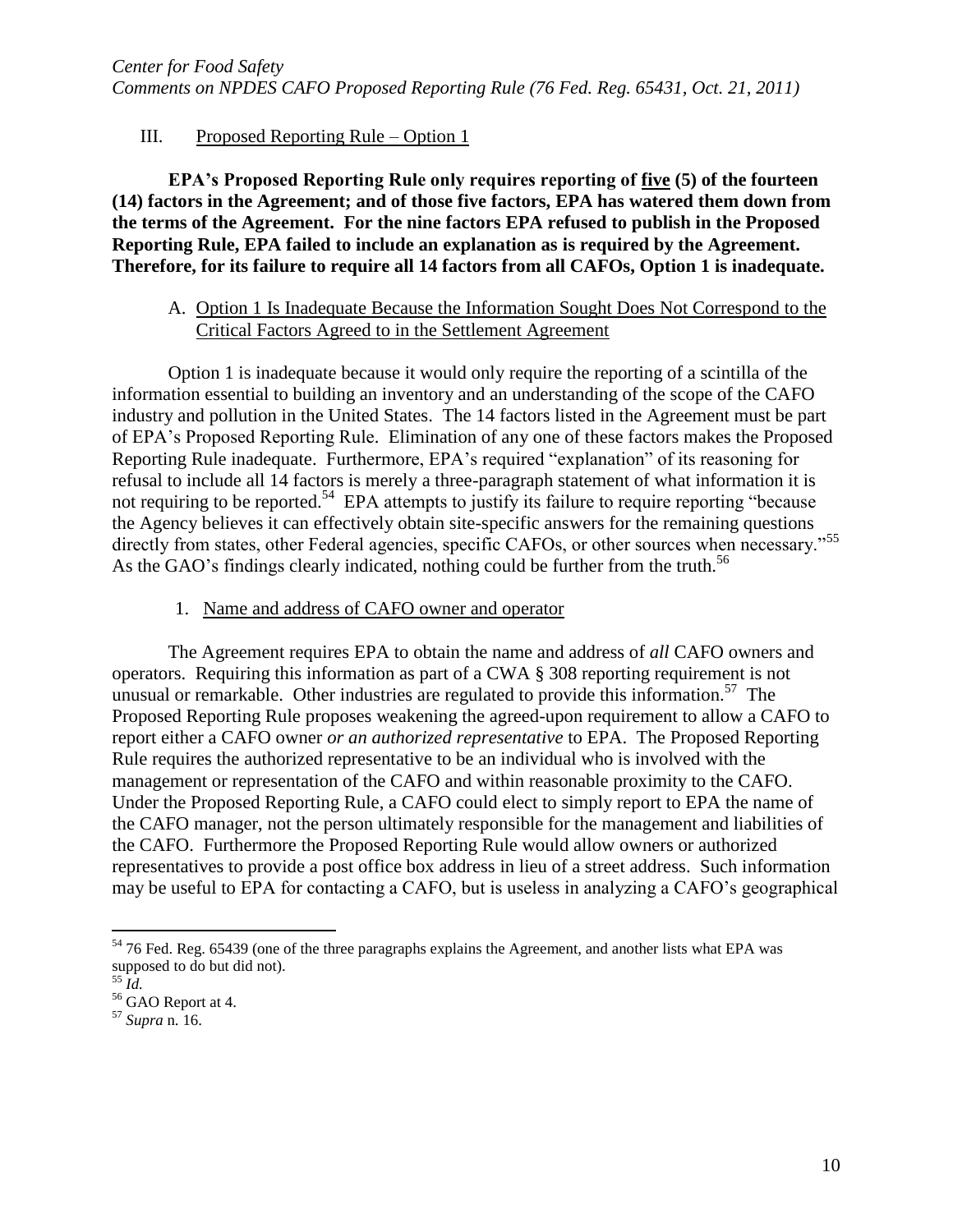## III. Proposed Reporting Rule – Option 1

**EPA's Proposed Reporting Rule only requires reporting of five (5) of the fourteen (14) factors in the Agreement; and of those five factors, EPA has watered them down from the terms of the Agreement. For the nine factors EPA refused to publish in the Proposed Reporting Rule, EPA failed to include an explanation as is required by the Agreement. Therefore, for its failure to require all 14 factors from all CAFOs, Option 1 is inadequate.**

### A. Option 1 Is Inadequate Because the Information Sought Does Not Correspond to the Critical Factors Agreed to in the Settlement Agreement

Option 1 is inadequate because it would only require the reporting of a scintilla of the information essential to building an inventory and an understanding of the scope of the CAFO industry and pollution in the United States. The 14 factors listed in the Agreement must be part of EPA's Proposed Reporting Rule. Elimination of any one of these factors makes the Proposed Reporting Rule inadequate. Furthermore, EPA's required "explanation" of its reasoning for refusal to include all 14 factors is merely a three-paragraph statement of what information it is not requiring to be reported.[54] EPA attempts to justify its failure to require reporting "because the Agency believes it can effectively obtain site-specific answers for the remaining questions directly from states, other Federal agencies, specific CAFOs, or other sources when necessary."[55] As the GAO's findings clearly indicated, nothing could be further from the truth.[56]

#### 1. Name and address of CAFO owner and operator

The Agreement requires EPA to obtain the name and address of *all* CAFO owners and operators. Requiring this information as part of a CWA § 308 reporting requirement is not unusual or remarkable. Other industries are regulated to provide this information.[57] The Proposed Reporting Rule proposes weakening the agreed-upon requirement to allow a CAFO to report either a CAFO owner *or an authorized representative* to EPA. The Proposed Reporting Rule requires the authorized representative to be an individual who is involved with the management or representation of the CAFO and within reasonable proximity to the CAFO. Under the Proposed Reporting Rule, a CAFO could elect to simply report to EPA the name of the CAFO manager, not the person ultimately responsible for the management and liabilities of the CAFO. Furthermore the Proposed Reporting Rule would allow owners or authorized representatives to provide a post office box address in lieu of a street address. Such information may be useful to EPA for contacting a CAFO, but is useless in analyzing a CAFO's geographical

---

[54] 76 Fed. Reg. 65439 (one of the three paragraphs explains the Agreement, and another lists what EPA was supposed to do but did not).

[55] *Id.*

[56] GAO Report at 4.

[57] *Supra* n. 16.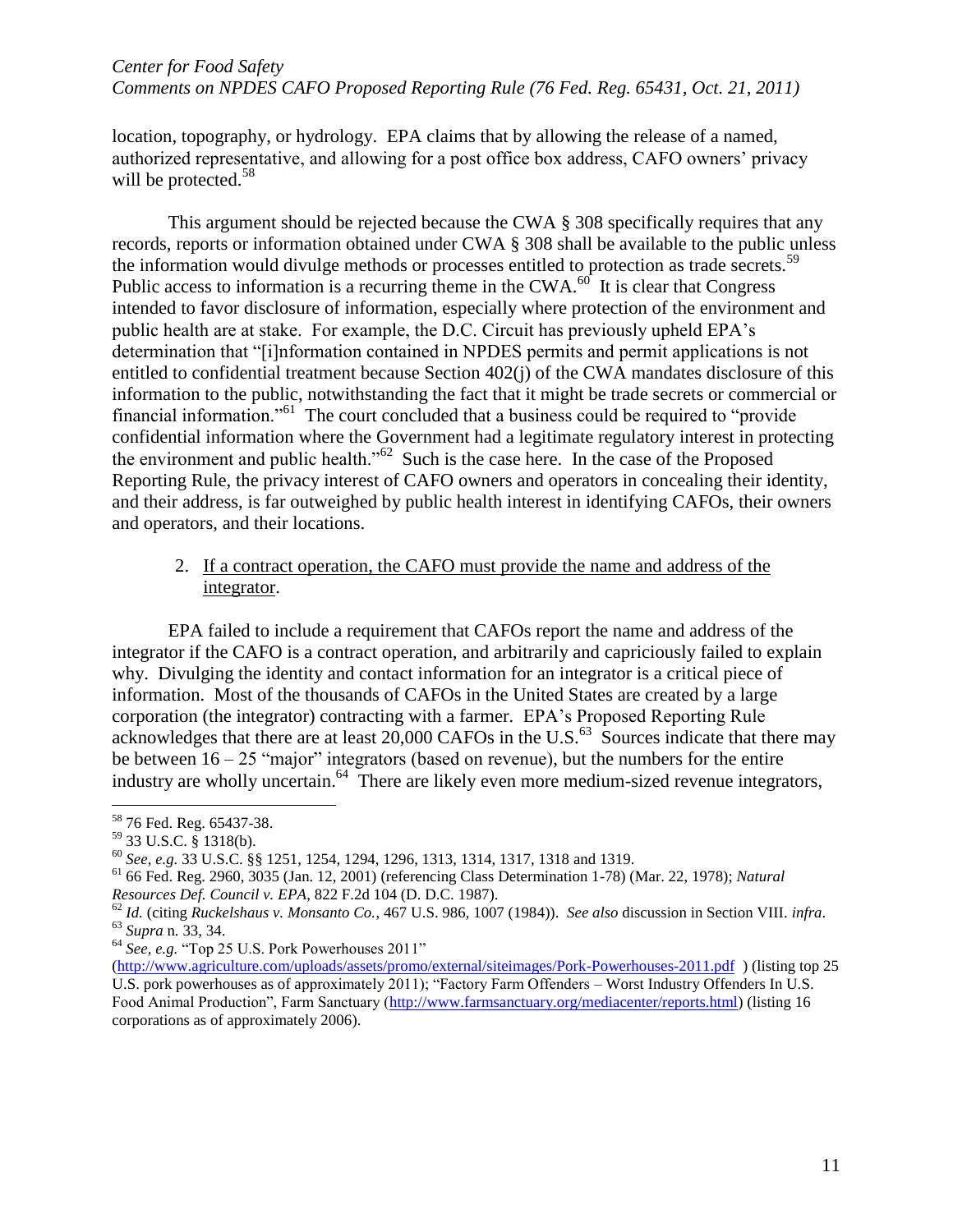location, topography, or hydrology. EPA claims that by allowing the release of a named, authorized representative, and allowing for a post office box address, CAFO owners' privacy will be protected.[58]

This argument should be rejected because the CWA § 308 specifically requires that any records, reports or information obtained under CWA § 308 shall be available to the public unless the information would divulge methods or processes entitled to protection as trade secrets.[59] Public access to information is a recurring theme in the CWA.[60] It is clear that Congress intended to favor disclosure of information, especially where protection of the environment and public health are at stake. For example, the D.C. Circuit has previously upheld EPA's determination that "[i]nformation contained in NPDES permits and permit applications is not entitled to confidential treatment because Section 402(j) of the CWA mandates disclosure of this information to the public, notwithstanding the fact that it might be trade secrets or commercial or financial information."[61] The court concluded that a business could be required to "provide confidential information where the Government had a legitimate regulatory interest in protecting the environment and public health."[62] Such is the case here. In the case of the Proposed Reporting Rule, the privacy interest of CAFO owners and operators in concealing their identity, and their address, is far outweighed by public health interest in identifying CAFOs, their owners and operators, and their locations.

2. <u>If a contract operation, the CAFO must provide the name and address of the integrator</u>.

EPA failed to include a requirement that CAFOs report the name and address of the integrator if the CAFO is a contract operation, and arbitrarily and capriciously failed to explain why. Divulging the identity and contact information for an integrator is a critical piece of information. Most of the thousands of CAFOs in the United States are created by a large corporation (the integrator) contracting with a farmer. EPA's Proposed Reporting Rule acknowledges that there are at least 20,000 CAFOs in the U.S.[63] Sources indicate that there may be between 16 – 25 "major" integrators (based on revenue), but the numbers for the entire industry are wholly uncertain.[64] There are likely even more medium-sized revenue integrators,

---

[58] 76 Fed. Reg. 65437-38.

[59] 33 U.S.C. § 1318(b).

[60] *See, e.g.* 33 U.S.C. §§ 1251, 1254, 1294, 1296, 1313, 1314, 1317, 1318 and 1319.

[61] 66 Fed. Reg. 2960, 3035 (Jan. 12, 2001) (referencing Class Determination 1-78) (Mar. 22, 1978); *Natural Resources Def. Council v. EPA*, 822 F.2d 104 (D. D.C. 1987).

[62] *Id.* (citing *Ruckelshaus v. Monsanto Co.*, 467 U.S. 986, 1007 (1984)). *See also* discussion in Section VIII. *infra*.

[63] *Supra* n. 33, 34.

[64] *See, e.g.* "Top 25 U.S. Pork Powerhouses 2011" (http://www.agriculture.com/uploads/assets/promo/external/siteimages/Pork-Powerhouses-2011.pdf ) (listing top 25 U.S. pork powerhouses as of approximately 2011); "Factory Farm Offenders – Worst Industry Offenders In U.S. Food Animal Production", Farm Sanctuary (http://www.farmsanctuary.org/mediacenter/reports.html) (listing 16 corporations as of approximately 2006).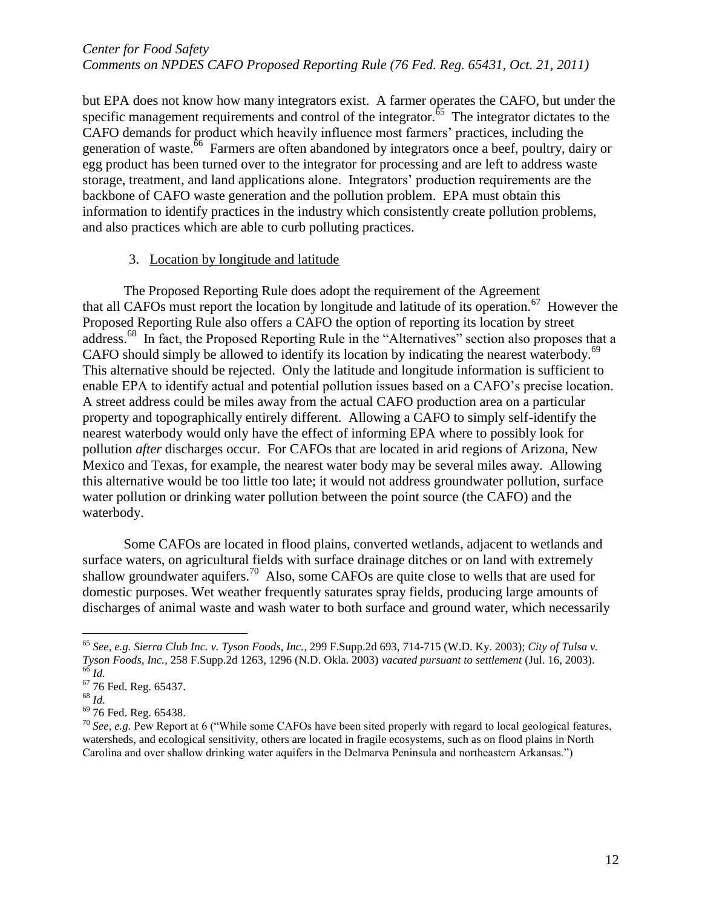but EPA does not know how many integrators exist. A farmer operates the CAFO, but under the specific management requirements and control of the integrator.[65] The integrator dictates to the CAFO demands for product which heavily influence most farmers' practices, including the generation of waste.[66] Farmers are often abandoned by integrators once a beef, poultry, dairy or egg product has been turned over to the integrator for processing and are left to address waste storage, treatment, and land applications alone. Integrators' production requirements are the backbone of CAFO waste generation and the pollution problem. EPA must obtain this information to identify practices in the industry which consistently create pollution problems, and also practices which are able to curb polluting practices.

3. Location by longitude and latitude

The Proposed Reporting Rule does adopt the requirement of the Agreement that all CAFOs must report the location by longitude and latitude of its operation.[67] However the Proposed Reporting Rule also offers a CAFO the option of reporting its location by street address.[68] In fact, the Proposed Reporting Rule in the "Alternatives" section also proposes that a CAFO should simply be allowed to identify its location by indicating the nearest waterbody.[69] This alternative should be rejected. Only the latitude and longitude information is sufficient to enable EPA to identify actual and potential pollution issues based on a CAFO's precise location. A street address could be miles away from the actual CAFO production area on a particular property and topographically entirely different. Allowing a CAFO to simply self-identify the nearest waterbody would only have the effect of informing EPA where to possibly look for pollution *after* discharges occur. For CAFOs that are located in arid regions of Arizona, New Mexico and Texas, for example, the nearest water body may be several miles away. Allowing this alternative would be too little too late; it would not address groundwater pollution, surface water pollution or drinking water pollution between the point source (the CAFO) and the waterbody.

Some CAFOs are located in flood plains, converted wetlands, adjacent to wetlands and surface waters, on agricultural fields with surface drainage ditches or on land with extremely shallow groundwater aquifers.[70] Also, some CAFOs are quite close to wells that are used for domestic purposes. Wet weather frequently saturates spray fields, producing large amounts of discharges of animal waste and wash water to both surface and ground water, which necessarily

---

[65] *See, e.g. Sierra Club Inc. v. Tyson Foods, Inc.*, 299 F.Supp.2d 693, 714-715 (W.D. Ky. 2003); *City of Tulsa v. Tyson Foods, Inc.*, 258 F.Supp.2d 1263, 1296 (N.D. Okla. 2003) *vacated pursuant to settlement* (Jul. 16, 2003).

[66] *Id.*

[67] 76 Fed. Reg. 65437.

[68] *Id.*

[69] 76 Fed. Reg. 65438.

[70] *See, e.g.* Pew Report at 6 ("While some CAFOs have been sited properly with regard to local geological features, watersheds, and ecological sensitivity, others are located in fragile ecosystems, such as on flood plains in North Carolina and over shallow drinking water aquifers in the Delmarva Peninsula and northeastern Arkansas.")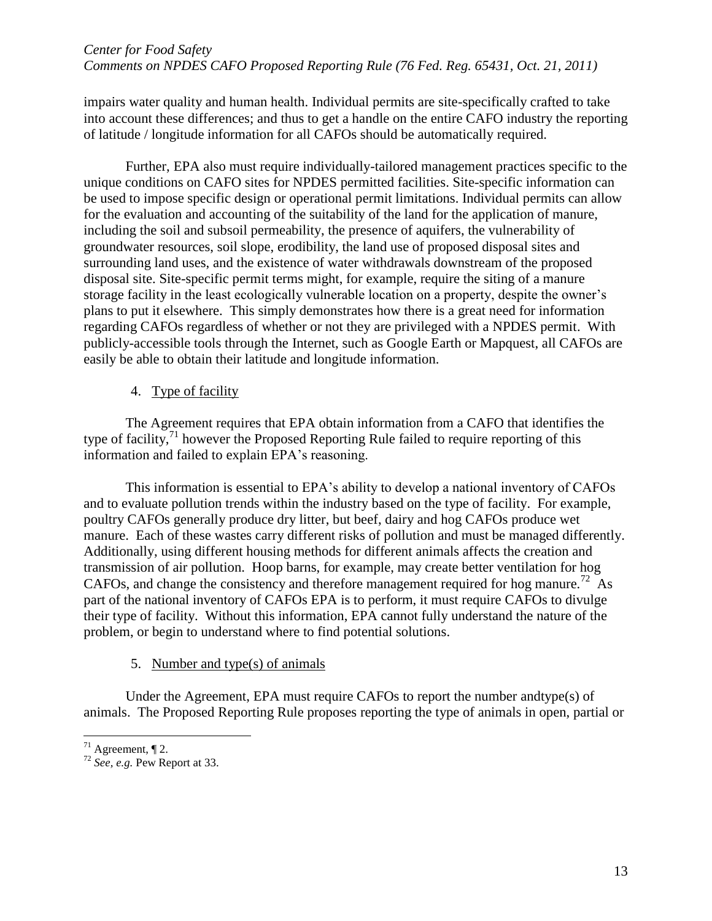impairs water quality and human health. Individual permits are site-specifically crafted to take into account these differences; and thus to get a handle on the entire CAFO industry the reporting of latitude / longitude information for all CAFOs should be automatically required.

Further, EPA also must require individually-tailored management practices specific to the unique conditions on CAFO sites for NPDES permitted facilities. Site-specific information can be used to impose specific design or operational permit limitations. Individual permits can allow for the evaluation and accounting of the suitability of the land for the application of manure, including the soil and subsoil permeability, the presence of aquifers, the vulnerability of groundwater resources, soil slope, erodibility, the land use of proposed disposal sites and surrounding land uses, and the existence of water withdrawals downstream of the proposed disposal site. Site-specific permit terms might, for example, require the siting of a manure storage facility in the least ecologically vulnerable location on a property, despite the owner's plans to put it elsewhere. This simply demonstrates how there is a great need for information regarding CAFOs regardless of whether or not they are privileged with a NPDES permit. With publicly-accessible tools through the Internet, such as Google Earth or Mapquest, all CAFOs are easily be able to obtain their latitude and longitude information.

4. Type of facility

The Agreement requires that EPA obtain information from a CAFO that identifies the type of facility,[71] however the Proposed Reporting Rule failed to require reporting of this information and failed to explain EPA's reasoning.

This information is essential to EPA's ability to develop a national inventory of CAFOs and to evaluate pollution trends within the industry based on the type of facility. For example, poultry CAFOs generally produce dry litter, but beef, dairy and hog CAFOs produce wet manure. Each of these wastes carry different risks of pollution and must be managed differently. Additionally, using different housing methods for different animals affects the creation and transmission of air pollution. Hoop barns, for example, may create better ventilation for hog CAFOs, and change the consistency and therefore management required for hog manure.[72] As part of the national inventory of CAFOs EPA is to perform, it must require CAFOs to divulge their type of facility. Without this information, EPA cannot fully understand the nature of the problem, or begin to understand where to find potential solutions.

5. Number and type(s) of animals

Under the Agreement, EPA must require CAFOs to report the number andtype(s) of animals. The Proposed Reporting Rule proposes reporting the type of animals in open, partial or

[71] Agreement, ¶ 2.

[72] *See, e.g.* Pew Report at 33.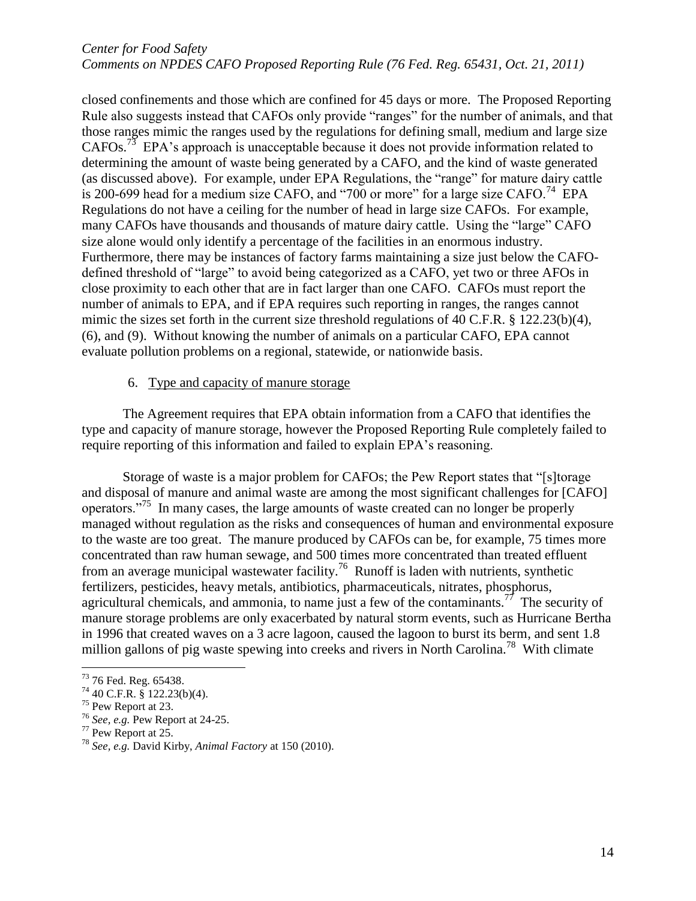closed confinements and those which are confined for 45 days or more. The Proposed Reporting Rule also suggests instead that CAFOs only provide "ranges" for the number of animals, and that those ranges mimic the ranges used by the regulations for defining small, medium and large size CAFOs.[73] EPA's approach is unacceptable because it does not provide information related to determining the amount of waste being generated by a CAFO, and the kind of waste generated (as discussed above). For example, under EPA Regulations, the "range" for mature dairy cattle is 200-699 head for a medium size CAFO, and "700 or more" for a large size CAFO.[74] EPA Regulations do not have a ceiling for the number of head in large size CAFOs. For example, many CAFOs have thousands and thousands of mature dairy cattle. Using the "large" CAFO size alone would only identify a percentage of the facilities in an enormous industry. Furthermore, there may be instances of factory farms maintaining a size just below the CAFO-defined threshold of "large" to avoid being categorized as a CAFO, yet two or three AFOs in close proximity to each other that are in fact larger than one CAFO. CAFOs must report the number of animals to EPA, and if EPA requires such reporting in ranges, the ranges cannot mimic the sizes set forth in the current size threshold regulations of 40 C.F.R. § 122.23(b)(4), (6), and (9). Without knowing the number of animals on a particular CAFO, EPA cannot evaluate pollution problems on a regional, statewide, or nationwide basis.

6. Type and capacity of manure storage

The Agreement requires that EPA obtain information from a CAFO that identifies the type and capacity of manure storage, however the Proposed Reporting Rule completely failed to require reporting of this information and failed to explain EPA's reasoning.

Storage of waste is a major problem for CAFOs; the Pew Report states that "[s]torage and disposal of manure and animal waste are among the most significant challenges for [CAFO] operators."[75] In many cases, the large amounts of waste created can no longer be properly managed without regulation as the risks and consequences of human and environmental exposure to the waste are too great. The manure produced by CAFOs can be, for example, 75 times more concentrated than raw human sewage, and 500 times more concentrated than treated effluent from an average municipal wastewater facility.[76] Runoff is laden with nutrients, synthetic fertilizers, pesticides, heavy metals, antibiotics, pharmaceuticals, nitrates, phosphorus, agricultural chemicals, and ammonia, to name just a few of the contaminants.[77] The security of manure storage problems are only exacerbated by natural storm events, such as Hurricane Bertha in 1996 that created waves on a 3 acre lagoon, caused the lagoon to burst its berm, and sent 1.8 million gallons of pig waste spewing into creeks and rivers in North Carolina.[78] With climate

---

[73] 76 Fed. Reg. 65438.

[74] 40 C.F.R. § 122.23(b)(4).

[75] Pew Report at 23.

[76] *See, e.g.* Pew Report at 24-25.

[77] Pew Report at 25.

[78] *See, e.g.* David Kirby, *Animal Factory* at 150 (2010).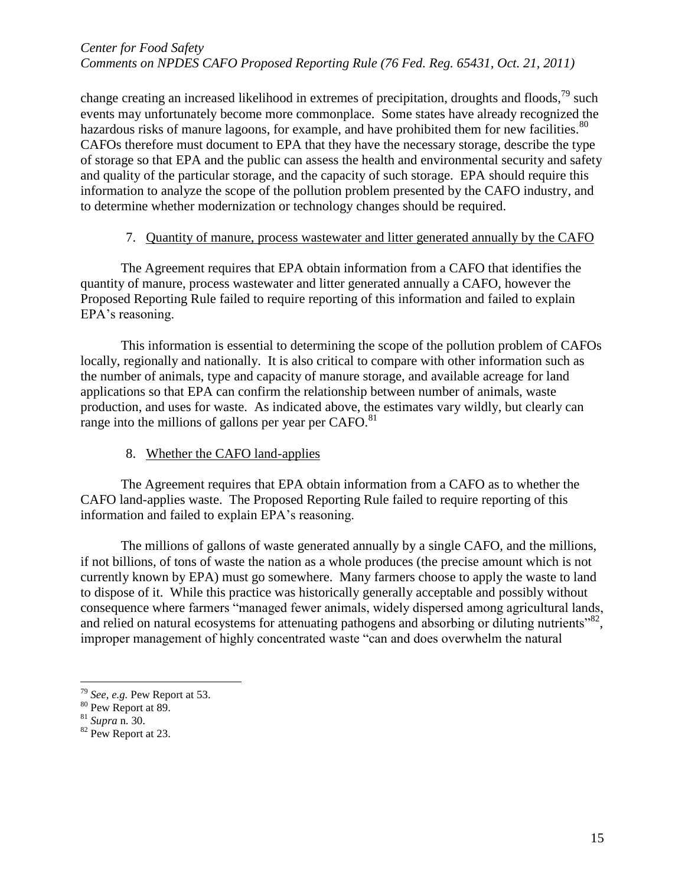change creating an increased likelihood in extremes of precipitation, droughts and floods,[79] such events may unfortunately become more commonplace. Some states have already recognized the hazardous risks of manure lagoons, for example, and have prohibited them for new facilities.[80] CAFOs therefore must document to EPA that they have the necessary storage, describe the type of storage so that EPA and the public can assess the health and environmental security and safety and quality of the particular storage, and the capacity of such storage. EPA should require this information to analyze the scope of the pollution problem presented by the CAFO industry, and to determine whether modernization or technology changes should be required.

7. Quantity of manure, process wastewater and litter generated annually by the CAFO

The Agreement requires that EPA obtain information from a CAFO that identifies the quantity of manure, process wastewater and litter generated annually a CAFO, however the Proposed Reporting Rule failed to require reporting of this information and failed to explain EPA's reasoning.

This information is essential to determining the scope of the pollution problem of CAFOs locally, regionally and nationally. It is also critical to compare with other information such as the number of animals, type and capacity of manure storage, and available acreage for land applications so that EPA can confirm the relationship between number of animals, waste production, and uses for waste. As indicated above, the estimates vary wildly, but clearly can range into the millions of gallons per year per CAFO.[81]

8. Whether the CAFO land-applies

The Agreement requires that EPA obtain information from a CAFO as to whether the CAFO land-applies waste. The Proposed Reporting Rule failed to require reporting of this information and failed to explain EPA's reasoning.

The millions of gallons of waste generated annually by a single CAFO, and the millions, if not billions, of tons of waste the nation as a whole produces (the precise amount which is not currently known by EPA) must go somewhere. Many farmers choose to apply the waste to land to dispose of it. While this practice was historically generally acceptable and possibly without consequence where farmers "managed fewer animals, widely dispersed among agricultural lands, and relied on natural ecosystems for attenuating pathogens and absorbing or diluting nutrients"[82], improper management of highly concentrated waste "can and does overwhelm the natural

---

[79] *See, e.g.* Pew Report at 53.

[80] Pew Report at 89.

[81] *Supra* n. 30.

[82] Pew Report at 23.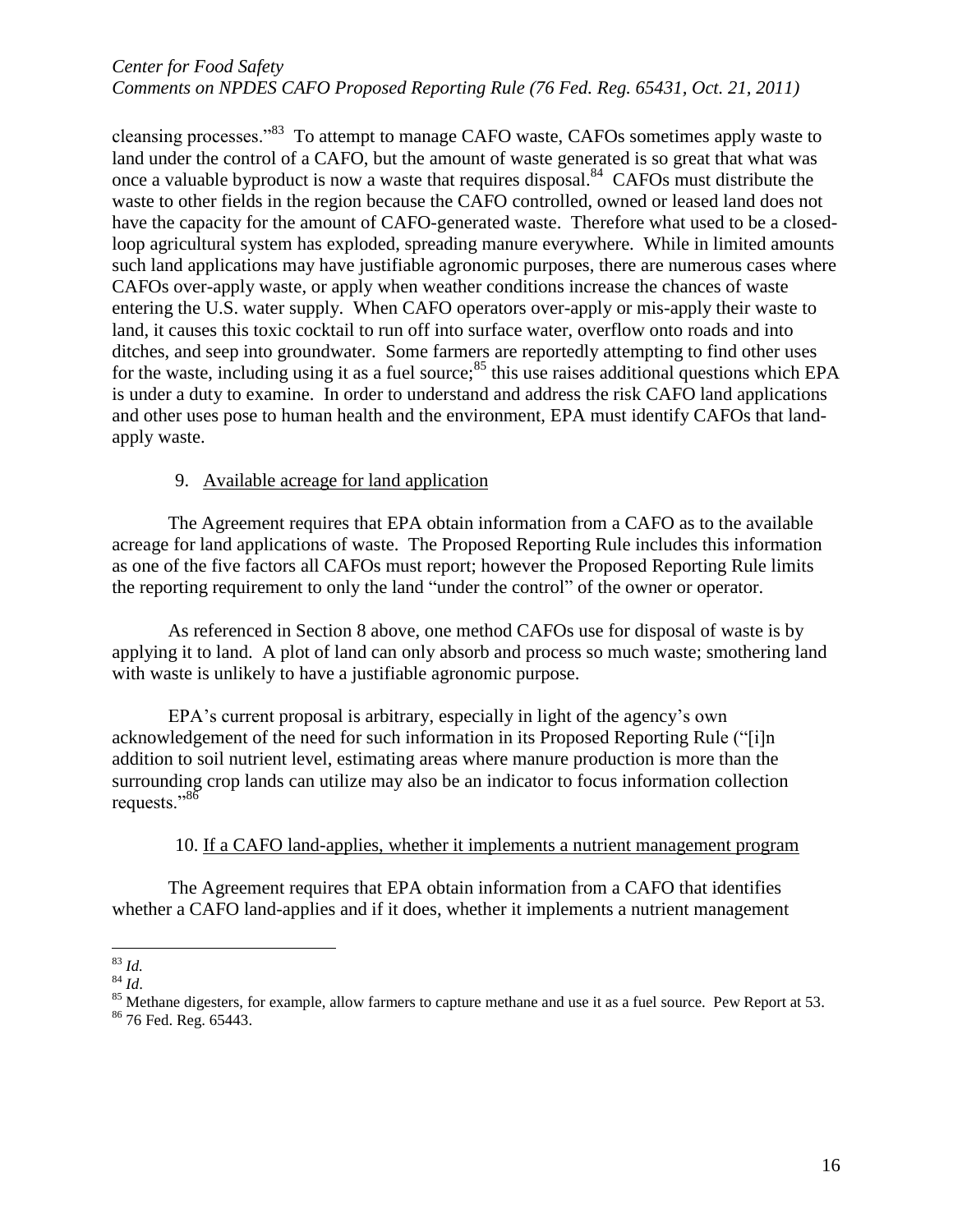cleansing processes."[83] To attempt to manage CAFO waste, CAFOs sometimes apply waste to land under the control of a CAFO, but the amount of waste generated is so great that what was once a valuable byproduct is now a waste that requires disposal.[84] CAFOs must distribute the waste to other fields in the region because the CAFO controlled, owned or leased land does not have the capacity for the amount of CAFO-generated waste. Therefore what used to be a closed-loop agricultural system has exploded, spreading manure everywhere. While in limited amounts such land applications may have justifiable agronomic purposes, there are numerous cases where CAFOs over-apply waste, or apply when weather conditions increase the chances of waste entering the U.S. water supply. When CAFO operators over-apply or mis-apply their waste to land, it causes this toxic cocktail to run off into surface water, overflow onto roads and into ditches, and seep into groundwater. Some farmers are reportedly attempting to find other uses for the waste, including using it as a fuel source;[85] this use raises additional questions which EPA is under a duty to examine. In order to understand and address the risk CAFO land applications and other uses pose to human health and the environment, EPA must identify CAFOs that land-apply waste.

9. Available acreage for land application

The Agreement requires that EPA obtain information from a CAFO as to the available acreage for land applications of waste. The Proposed Reporting Rule includes this information as one of the five factors all CAFOs must report; however the Proposed Reporting Rule limits the reporting requirement to only the land "under the control" of the owner or operator.

As referenced in Section 8 above, one method CAFOs use for disposal of waste is by applying it to land. A plot of land can only absorb and process so much waste; smothering land with waste is unlikely to have a justifiable agronomic purpose.

EPA's current proposal is arbitrary, especially in light of the agency's own acknowledgement of the need for such information in its Proposed Reporting Rule ("[i]n addition to soil nutrient level, estimating areas where manure production is more than the surrounding crop lands can utilize may also be an indicator to focus information collection requests."[86]

10. If a CAFO land-applies, whether it implements a nutrient management program

The Agreement requires that EPA obtain information from a CAFO that identifies whether a CAFO land-applies and if it does, whether it implements a nutrient management

---

[83] *Id.*

[84] *Id*.

[85] Methane digesters, for example, allow farmers to capture methane and use it as a fuel source. Pew Report at 53.

[86] 76 Fed. Reg. 65443.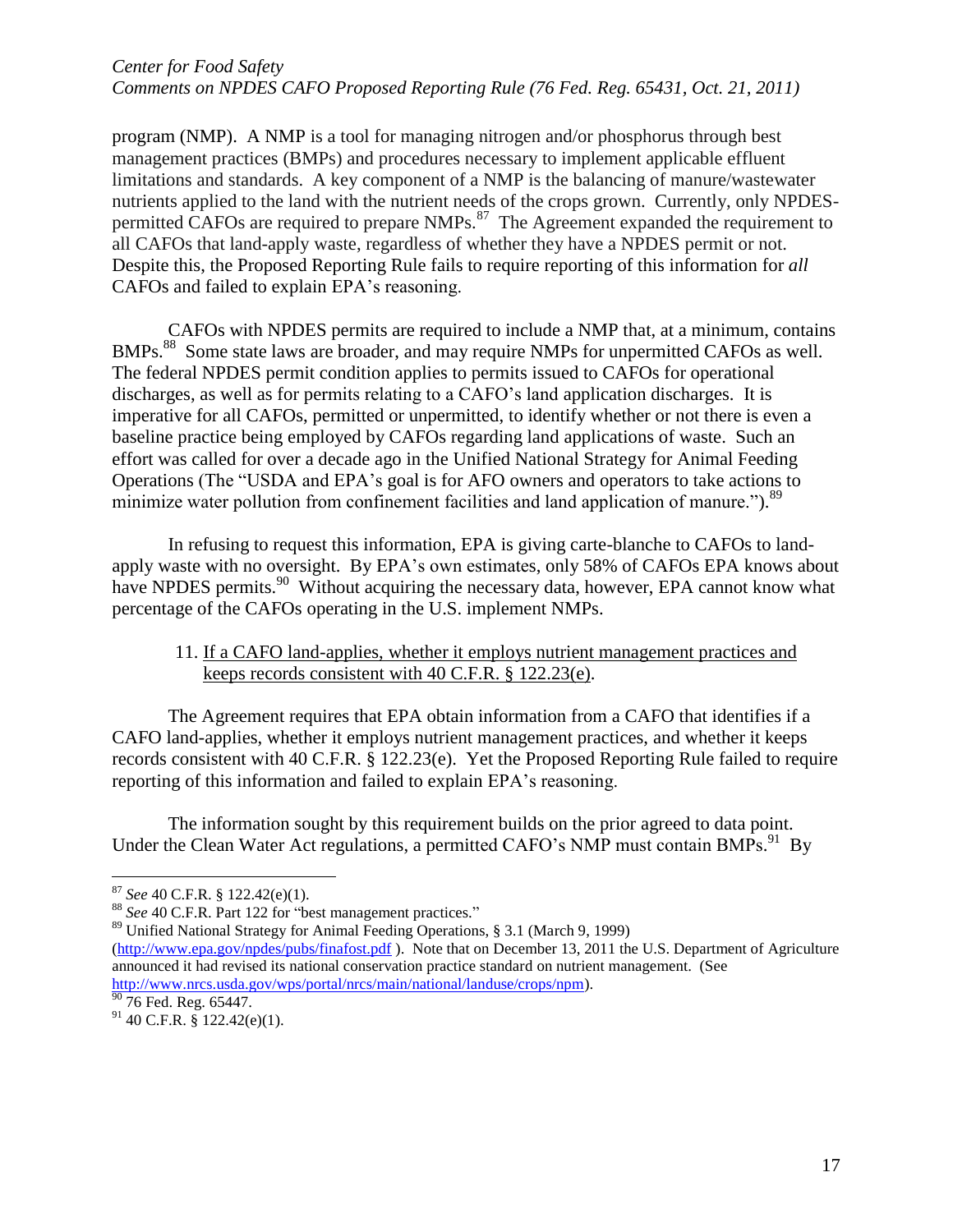program (NMP). A NMP is a tool for managing nitrogen and/or phosphorus through best management practices (BMPs) and procedures necessary to implement applicable effluent limitations and standards. A key component of a NMP is the balancing of manure/wastewater nutrients applied to the land with the nutrient needs of the crops grown. Currently, only NPDES-permitted CAFOs are required to prepare NMPs.[87] The Agreement expanded the requirement to all CAFOs that land-apply waste, regardless of whether they have a NPDES permit or not. Despite this, the Proposed Reporting Rule fails to require reporting of this information for *all* CAFOs and failed to explain EPA's reasoning.

CAFOs with NPDES permits are required to include a NMP that, at a minimum, contains BMPs.[88] Some state laws are broader, and may require NMPs for unpermitted CAFOs as well. The federal NPDES permit condition applies to permits issued to CAFOs for operational discharges, as well as for permits relating to a CAFO's land application discharges. It is imperative for all CAFOs, permitted or unpermitted, to identify whether or not there is even a baseline practice being employed by CAFOs regarding land applications of waste. Such an effort was called for over a decade ago in the Unified National Strategy for Animal Feeding Operations (The "USDA and EPA's goal is for AFO owners and operators to take actions to minimize water pollution from confinement facilities and land application of manure.").[89]

In refusing to request this information, EPA is giving carte-blanche to CAFOs to land-apply waste with no oversight. By EPA's own estimates, only 58% of CAFOs EPA knows about have NPDES permits.[90] Without acquiring the necessary data, however, EPA cannot know what percentage of the CAFOs operating in the U.S. implement NMPs.

11. <u>If a CAFO land-applies, whether it employs nutrient management practices and keeps records consistent with 40 C.F.R. § 122.23(e).</u>

The Agreement requires that EPA obtain information from a CAFO that identifies if a CAFO land-applies, whether it employs nutrient management practices, and whether it keeps records consistent with 40 C.F.R. § 122.23(e). Yet the Proposed Reporting Rule failed to require reporting of this information and failed to explain EPA's reasoning.

The information sought by this requirement builds on the prior agreed to data point. Under the Clean Water Act regulations, a permitted CAFO's NMP must contain BMPs.[91] By

---

[87] *See* 40 C.F.R. § 122.42(e)(1).

[88] *See* 40 C.F.R. Part 122 for "best management practices."

[89] Unified National Strategy for Animal Feeding Operations, § 3.1 (March 9, 1999) (http://www.epa.gov/npdes/pubs/finafost.pdf ). Note that on December 13, 2011 the U.S. Department of Agriculture announced it had revised its national conservation practice standard on nutrient management. (See http://www.nrcs.usda.gov/wps/portal/nrcs/main/national/landuse/crops/npm).

[90] 76 Fed. Reg. 65447.

[91] 40 C.F.R. § 122.42(e)(1).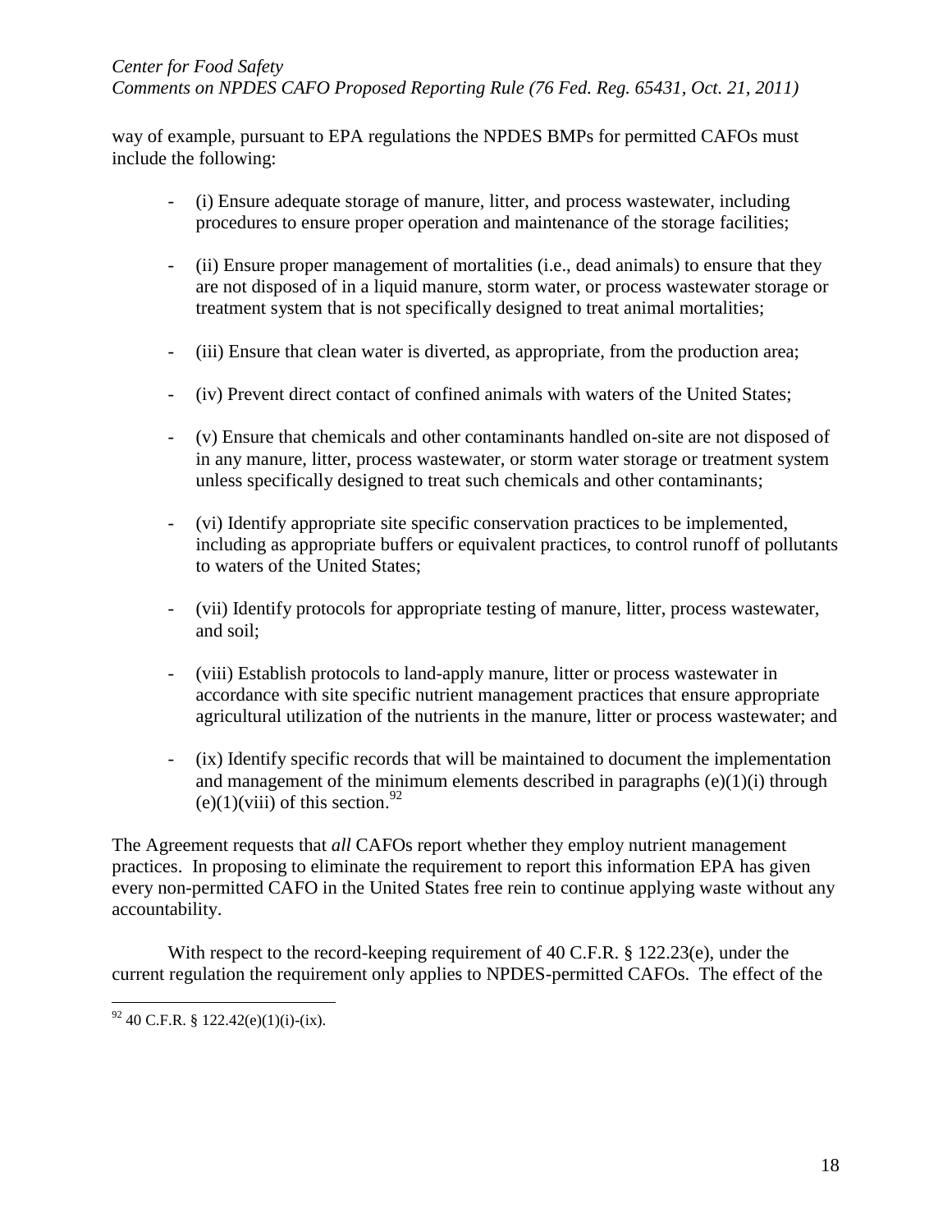way of example, pursuant to EPA regulations the NPDES BMPs for permitted CAFOs must include the following:

- (i) Ensure adequate storage of manure, litter, and process wastewater, including procedures to ensure proper operation and maintenance of the storage facilities;
- (ii) Ensure proper management of mortalities (i.e., dead animals) to ensure that they are not disposed of in a liquid manure, storm water, or process wastewater storage or treatment system that is not specifically designed to treat animal mortalities;
- (iii) Ensure that clean water is diverted, as appropriate, from the production area;
- (iv) Prevent direct contact of confined animals with waters of the United States;
- (v) Ensure that chemicals and other contaminants handled on-site are not disposed of in any manure, litter, process wastewater, or storm water storage or treatment system unless specifically designed to treat such chemicals and other contaminants;
- (vi) Identify appropriate site specific conservation practices to be implemented, including as appropriate buffers or equivalent practices, to control runoff of pollutants to waters of the United States;
- (vii) Identify protocols for appropriate testing of manure, litter, process wastewater, and soil;
- (viii) Establish protocols to land-apply manure, litter or process wastewater in accordance with site specific nutrient management practices that ensure appropriate agricultural utilization of the nutrients in the manure, litter or process wastewater; and
- (ix) Identify specific records that will be maintained to document the implementation and management of the minimum elements described in paragraphs (e)(1)(i) through (e)(1)(viii) of this section.[92]

The Agreement requests that *all* CAFOs report whether they employ nutrient management practices. In proposing to eliminate the requirement to report this information EPA has given every non-permitted CAFO in the United States free rein to continue applying waste without any accountability.

With respect to the record-keeping requirement of 40 C.F.R. § 122.23(e), under the current regulation the requirement only applies to NPDES-permitted CAFOs. The effect of the

[92] 40 C.F.R. § 122.42(e)(1)(i)-(ix).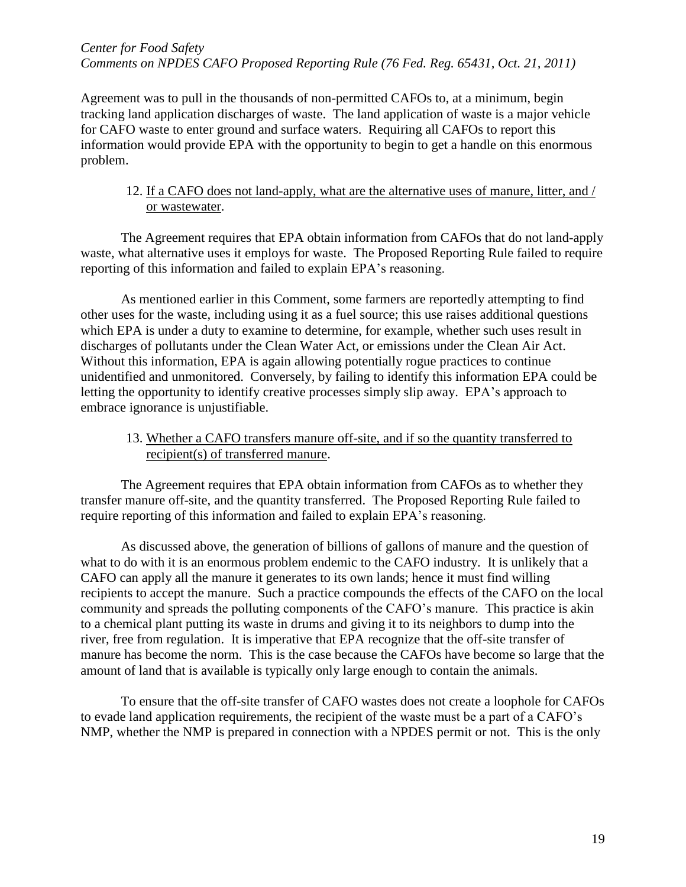Agreement was to pull in the thousands of non-permitted CAFOs to, at a minimum, begin tracking land application discharges of waste. The land application of waste is a major vehicle for CAFO waste to enter ground and surface waters. Requiring all CAFOs to report this information would provide EPA with the opportunity to begin to get a handle on this enormous problem.

12. <u>If a CAFO does not land-apply, what are the alternative uses of manure, litter, and / or wastewater</u>.

The Agreement requires that EPA obtain information from CAFOs that do not land-apply waste, what alternative uses it employs for waste. The Proposed Reporting Rule failed to require reporting of this information and failed to explain EPA's reasoning.

As mentioned earlier in this Comment, some farmers are reportedly attempting to find other uses for the waste, including using it as a fuel source; this use raises additional questions which EPA is under a duty to examine to determine, for example, whether such uses result in discharges of pollutants under the Clean Water Act, or emissions under the Clean Air Act. Without this information, EPA is again allowing potentially rogue practices to continue unidentified and unmonitored. Conversely, by failing to identify this information EPA could be letting the opportunity to identify creative processes simply slip away. EPA's approach to embrace ignorance is unjustifiable.

13. <u>Whether a CAFO transfers manure off-site, and if so the quantity transferred to recipient(s) of transferred manure</u>.

The Agreement requires that EPA obtain information from CAFOs as to whether they transfer manure off-site, and the quantity transferred. The Proposed Reporting Rule failed to require reporting of this information and failed to explain EPA's reasoning.

As discussed above, the generation of billions of gallons of manure and the question of what to do with it is an enormous problem endemic to the CAFO industry. It is unlikely that a CAFO can apply all the manure it generates to its own lands; hence it must find willing recipients to accept the manure. Such a practice compounds the effects of the CAFO on the local community and spreads the polluting components of the CAFO's manure. This practice is akin to a chemical plant putting its waste in drums and giving it to its neighbors to dump into the river, free from regulation. It is imperative that EPA recognize that the off-site transfer of manure has become the norm. This is the case because the CAFOs have become so large that the amount of land that is available is typically only large enough to contain the animals.

To ensure that the off-site transfer of CAFO wastes does not create a loophole for CAFOs to evade land application requirements, the recipient of the waste must be a part of a CAFO's NMP, whether the NMP is prepared in connection with a NPDES permit or not. This is the only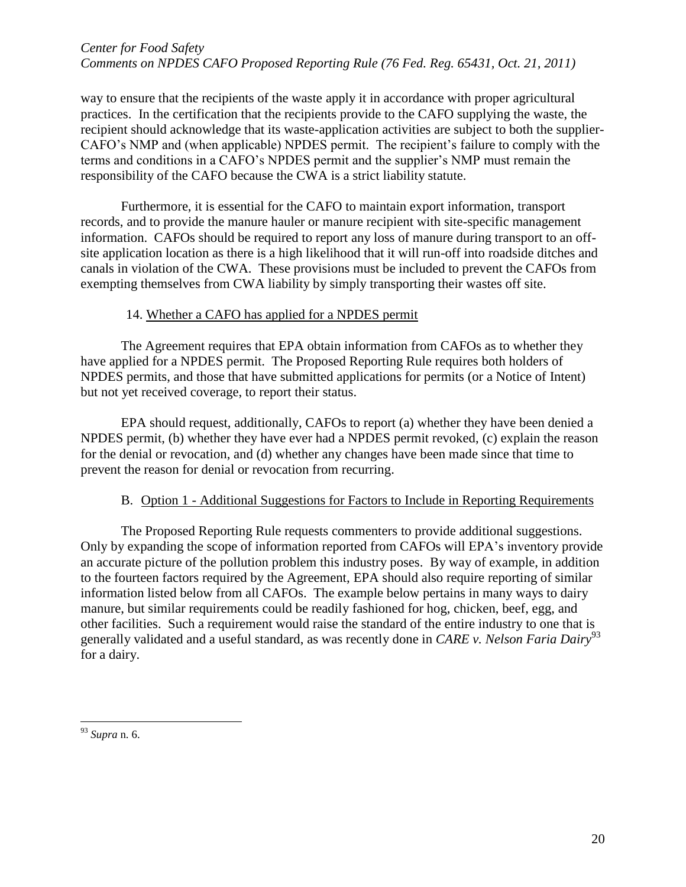way to ensure that the recipients of the waste apply it in accordance with proper agricultural practices. In the certification that the recipients provide to the CAFO supplying the waste, the recipient should acknowledge that its waste-application activities are subject to both the supplier-CAFO's NMP and (when applicable) NPDES permit. The recipient's failure to comply with the terms and conditions in a CAFO's NPDES permit and the supplier's NMP must remain the responsibility of the CAFO because the CWA is a strict liability statute.

Furthermore, it is essential for the CAFO to maintain export information, transport records, and to provide the manure hauler or manure recipient with site-specific management information. CAFOs should be required to report any loss of manure during transport to an off-site application location as there is a high likelihood that it will run-off into roadside ditches and canals in violation of the CWA. These provisions must be included to prevent the CAFOs from exempting themselves from CWA liability by simply transporting their wastes off site.

14. <u>Whether a CAFO has applied for a NPDES permit</u>

The Agreement requires that EPA obtain information from CAFOs as to whether they have applied for a NPDES permit. The Proposed Reporting Rule requires both holders of NPDES permits, and those that have submitted applications for permits (or a Notice of Intent) but not yet received coverage, to report their status.

EPA should request, additionally, CAFOs to report (a) whether they have been denied a NPDES permit, (b) whether they have ever had a NPDES permit revoked, (c) explain the reason for the denial or revocation, and (d) whether any changes have been made since that time to prevent the reason for denial or revocation from recurring.

B. <u>Option 1 - Additional Suggestions for Factors to Include in Reporting Requirements</u>

The Proposed Reporting Rule requests commenters to provide additional suggestions. Only by expanding the scope of information reported from CAFOs will EPA's inventory provide an accurate picture of the pollution problem this industry poses. By way of example, in addition to the fourteen factors required by the Agreement, EPA should also require reporting of similar information listed below from all CAFOs. The example below pertains in many ways to dairy manure, but similar requirements could be readily fashioned for hog, chicken, beef, egg, and other facilities. Such a requirement would raise the standard of the entire industry to one that is generally validated and a useful standard, as was recently done in *CARE v. Nelson Faria Dairy*[93] for a dairy.

[93] *Supra* n. 6.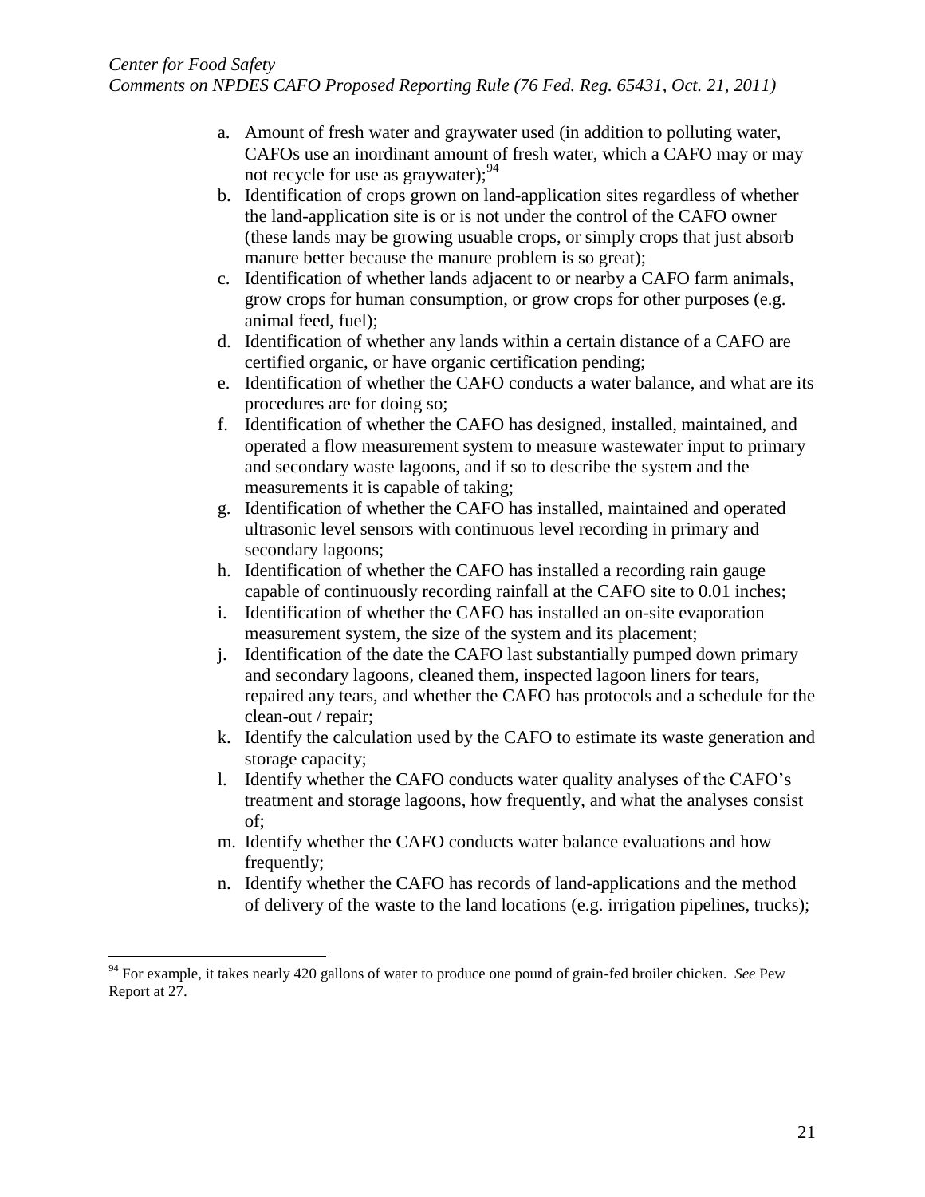a. Amount of fresh water and graywater used (in addition to polluting water, CAFOs use an inordinant amount of fresh water, which a CAFO may or may not recycle for use as graywater);[94]
b. Identification of crops grown on land-application sites regardless of whether the land-application site is or is not under the control of the CAFO owner (these lands may be growing usuable crops, or simply crops that just absorb manure better because the manure problem is so great);
c. Identification of whether lands adjacent to or nearby a CAFO farm animals, grow crops for human consumption, or grow crops for other purposes (e.g. animal feed, fuel);
d. Identification of whether any lands within a certain distance of a CAFO are certified organic, or have organic certification pending;
e. Identification of whether the CAFO conducts a water balance, and what are its procedures are for doing so;
f. Identification of whether the CAFO has designed, installed, maintained, and operated a flow measurement system to measure wastewater input to primary and secondary waste lagoons, and if so to describe the system and the measurements it is capable of taking;
g. Identification of whether the CAFO has installed, maintained and operated ultrasonic level sensors with continuous level recording in primary and secondary lagoons;
h. Identification of whether the CAFO has installed a recording rain gauge capable of continuously recording rainfall at the CAFO site to 0.01 inches;
i. Identification of whether the CAFO has installed an on-site evaporation measurement system, the size of the system and its placement;
j. Identification of the date the CAFO last substantially pumped down primary and secondary lagoons, cleaned them, inspected lagoon liners for tears, repaired any tears, and whether the CAFO has protocols and a schedule for the clean-out / repair;
k. Identify the calculation used by the CAFO to estimate its waste generation and storage capacity;
l. Identify whether the CAFO conducts water quality analyses of the CAFO's treatment and storage lagoons, how frequently, and what the analyses consist of;
m. Identify whether the CAFO conducts water balance evaluations and how frequently;
n. Identify whether the CAFO has records of land-applications and the method of delivery of the waste to the land locations (e.g. irrigation pipelines, trucks);

---

[94] For example, it takes nearly 420 gallons of water to produce one pound of grain-fed broiler chicken. *See* Pew Report at 27.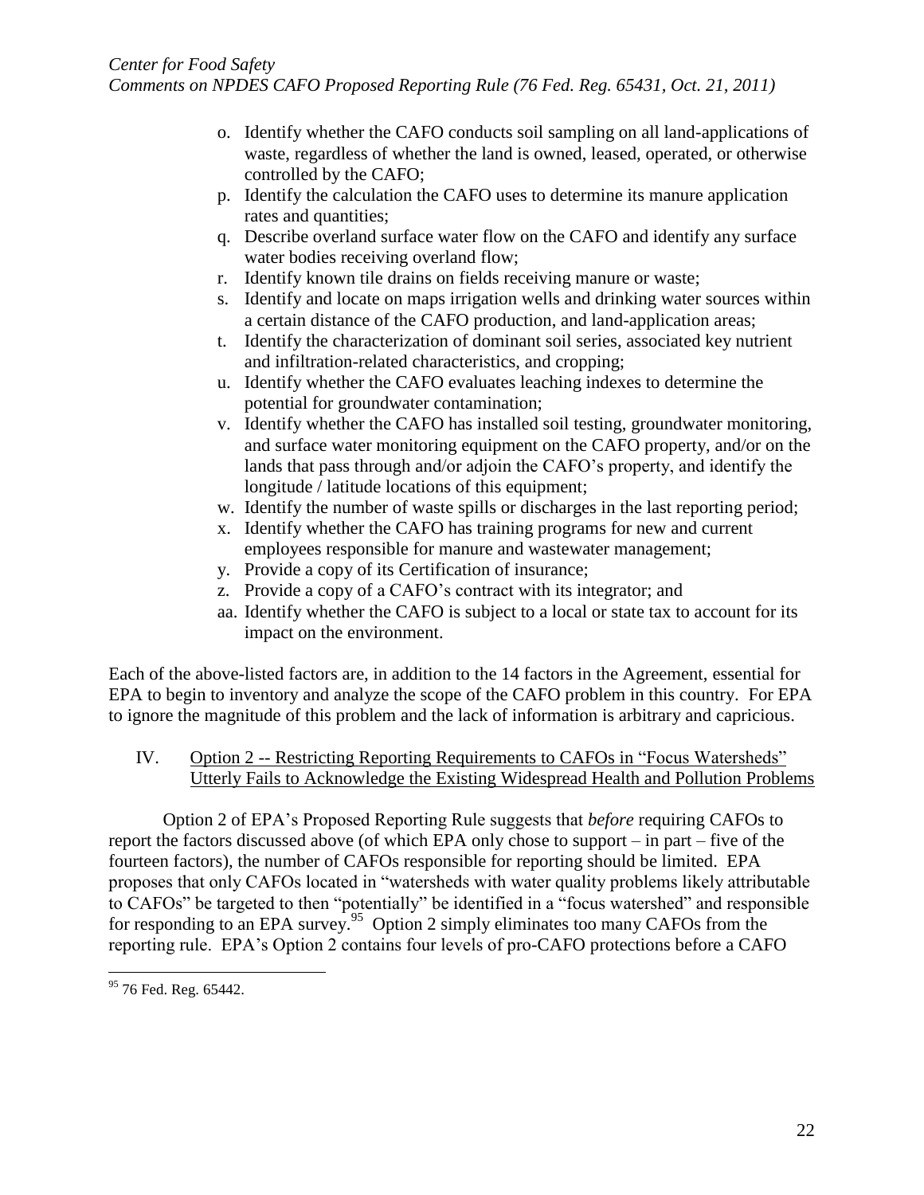o. Identify whether the CAFO conducts soil sampling on all land-applications of waste, regardless of whether the land is owned, leased, operated, or otherwise controlled by the CAFO;
p. Identify the calculation the CAFO uses to determine its manure application rates and quantities;
q. Describe overland surface water flow on the CAFO and identify any surface water bodies receiving overland flow;
r. Identify known tile drains on fields receiving manure or waste;
s. Identify and locate on maps irrigation wells and drinking water sources within a certain distance of the CAFO production, and land-application areas;
t. Identify the characterization of dominant soil series, associated key nutrient and infiltration-related characteristics, and cropping;
u. Identify whether the CAFO evaluates leaching indexes to determine the potential for groundwater contamination;
v. Identify whether the CAFO has installed soil testing, groundwater monitoring, and surface water monitoring equipment on the CAFO property, and/or on the lands that pass through and/or adjoin the CAFO's property, and identify the longitude / latitude locations of this equipment;
w. Identify the number of waste spills or discharges in the last reporting period;
x. Identify whether the CAFO has training programs for new and current employees responsible for manure and wastewater management;
y. Provide a copy of its Certification of insurance;
z. Provide a copy of a CAFO's contract with its integrator; and
aa. Identify whether the CAFO is subject to a local or state tax to account for its impact on the environment.

Each of the above-listed factors are, in addition to the 14 factors in the Agreement, essential for EPA to begin to inventory and analyze the scope of the CAFO problem in this country. For EPA to ignore the magnitude of this problem and the lack of information is arbitrary and capricious.

## IV. Option 2 -- Restricting Reporting Requirements to CAFOs in "Focus Watersheds" Utterly Fails to Acknowledge the Existing Widespread Health and Pollution Problems

Option 2 of EPA's Proposed Reporting Rule suggests that *before* requiring CAFOs to report the factors discussed above (of which EPA only chose to support – in part – five of the fourteen factors), the number of CAFOs responsible for reporting should be limited. EPA proposes that only CAFOs located in "watersheds with water quality problems likely attributable to CAFOs" be targeted to then "potentially" be identified in a "focus watershed" and responsible for responding to an EPA survey.[95] Option 2 simply eliminates too many CAFOs from the reporting rule. EPA's Option 2 contains four levels of pro-CAFO protections before a CAFO

[95] 76 Fed. Reg. 65442.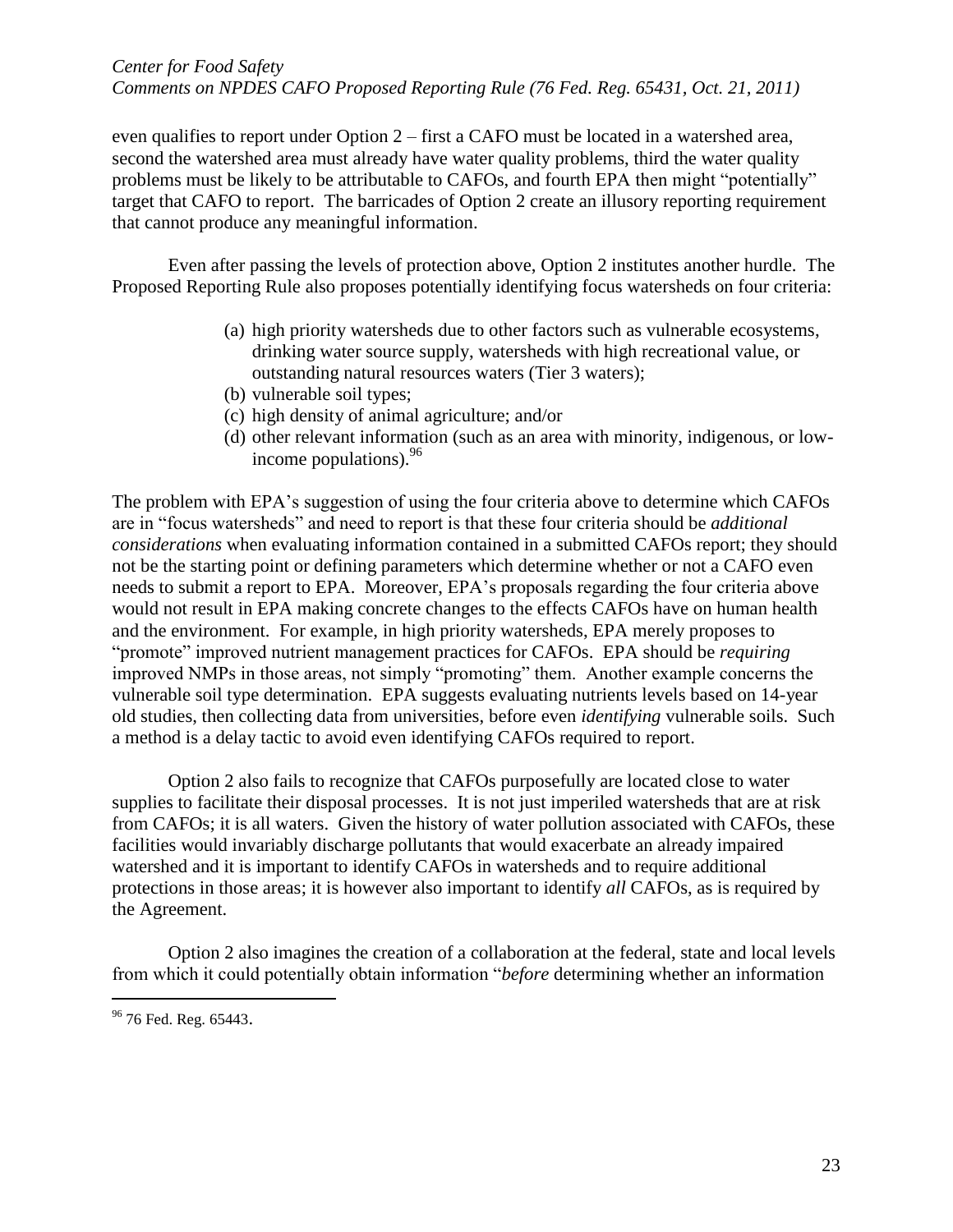even qualifies to report under Option 2 – first a CAFO must be located in a watershed area, second the watershed area must already have water quality problems, third the water quality problems must be likely to be attributable to CAFOs, and fourth EPA then might "potentially" target that CAFO to report. The barricades of Option 2 create an illusory reporting requirement that cannot produce any meaningful information.

Even after passing the levels of protection above, Option 2 institutes another hurdle. The Proposed Reporting Rule also proposes potentially identifying focus watersheds on four criteria:

> (a) high priority watersheds due to other factors such as vulnerable ecosystems, drinking water source supply, watersheds with high recreational value, or outstanding natural resources waters (Tier 3 waters);
> (b) vulnerable soil types;
> (c) high density of animal agriculture; and/or
> (d) other relevant information (such as an area with minority, indigenous, or low-income populations).[96]

The problem with EPA's suggestion of using the four criteria above to determine which CAFOs are in "focus watersheds" and need to report is that these four criteria should be *additional considerations* when evaluating information contained in a submitted CAFOs report; they should not be the starting point or defining parameters which determine whether or not a CAFO even needs to submit a report to EPA. Moreover, EPA's proposals regarding the four criteria above would not result in EPA making concrete changes to the effects CAFOs have on human health and the environment. For example, in high priority watersheds, EPA merely proposes to "promote" improved nutrient management practices for CAFOs. EPA should be *requiring* improved NMPs in those areas, not simply "promoting" them. Another example concerns the vulnerable soil type determination. EPA suggests evaluating nutrients levels based on 14-year old studies, then collecting data from universities, before even *identifying* vulnerable soils. Such a method is a delay tactic to avoid even identifying CAFOs required to report.

Option 2 also fails to recognize that CAFOs purposefully are located close to water supplies to facilitate their disposal processes. It is not just imperiled watersheds that are at risk from CAFOs; it is all waters. Given the history of water pollution associated with CAFOs, these facilities would invariably discharge pollutants that would exacerbate an already impaired watershed and it is important to identify CAFOs in watersheds and to require additional protections in those areas; it is however also important to identify *all* CAFOs, as is required by the Agreement.

Option 2 also imagines the creation of a collaboration at the federal, state and local levels from which it could potentially obtain information "*before* determining whether an information

---

[96] 76 Fed. Reg. 65443.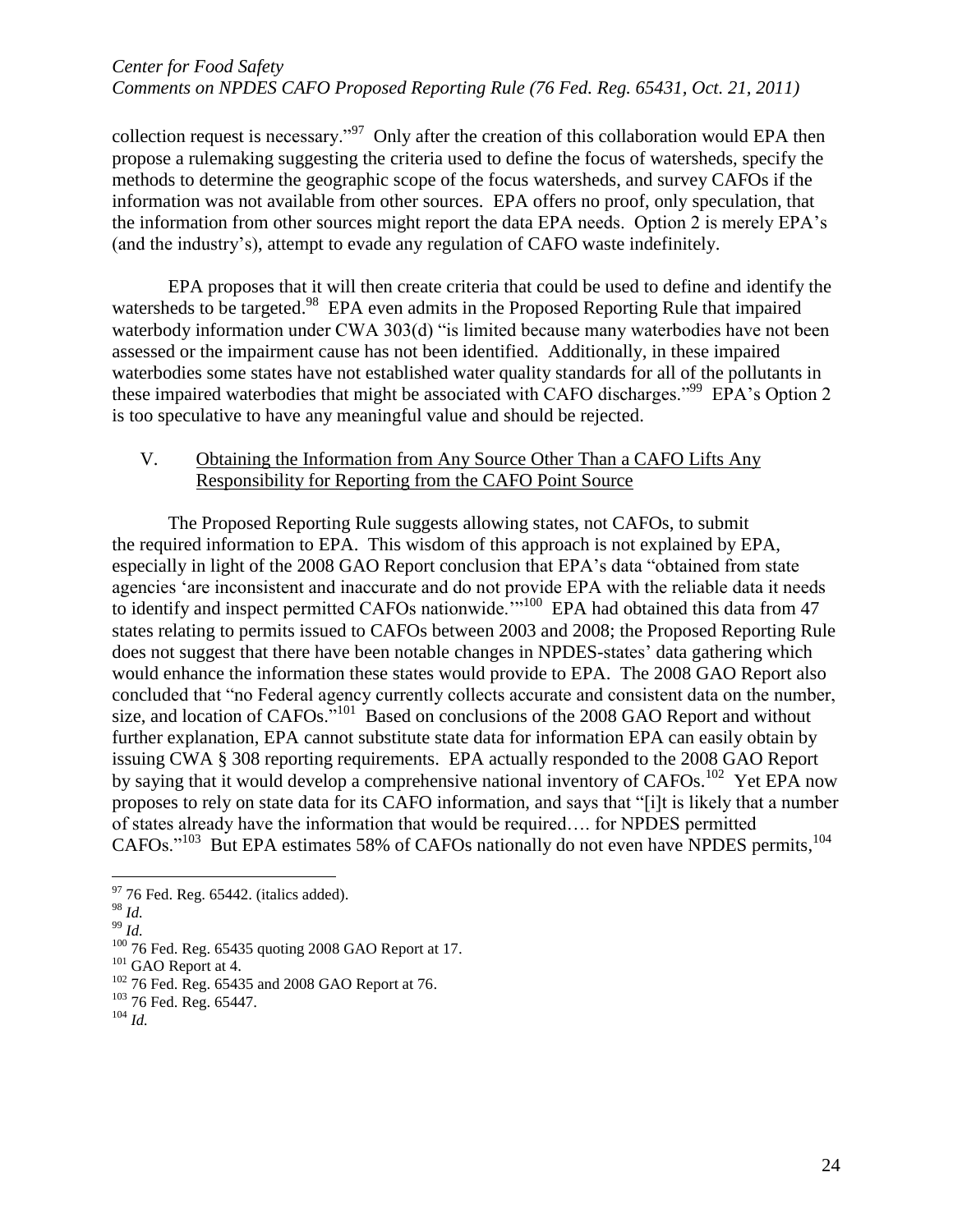collection request is necessary."[97] Only after the creation of this collaboration would EPA then propose a rulemaking suggesting the criteria used to define the focus of watersheds, specify the methods to determine the geographic scope of the focus watersheds, and survey CAFOs if the information was not available from other sources. EPA offers no proof, only speculation, that the information from other sources might report the data EPA needs. Option 2 is merely EPA's (and the industry's), attempt to evade any regulation of CAFO waste indefinitely.

EPA proposes that it will then create criteria that could be used to define and identify the watersheds to be targeted.[98] EPA even admits in the Proposed Reporting Rule that impaired waterbody information under CWA 303(d) "is limited because many waterbodies have not been assessed or the impairment cause has not been identified. Additionally, in these impaired waterbodies some states have not established water quality standards for all of the pollutants in these impaired waterbodies that might be associated with CAFO discharges."[99] EPA's Option 2 is too speculative to have any meaningful value and should be rejected.

## V. <u>Obtaining the Information from Any Source Other Than a CAFO Lifts Any Responsibility for Reporting from the CAFO Point Source</u>

The Proposed Reporting Rule suggests allowing states, not CAFOs, to submit the required information to EPA. This wisdom of this approach is not explained by EPA, especially in light of the 2008 GAO Report conclusion that EPA's data "obtained from state agencies 'are inconsistent and inaccurate and do not provide EPA with the reliable data it needs to identify and inspect permitted CAFOs nationwide.'"[100] EPA had obtained this data from 47 states relating to permits issued to CAFOs between 2003 and 2008; the Proposed Reporting Rule does not suggest that there have been notable changes in NPDES-states' data gathering which would enhance the information these states would provide to EPA. The 2008 GAO Report also concluded that "no Federal agency currently collects accurate and consistent data on the number, size, and location of CAFOs."[101] Based on conclusions of the 2008 GAO Report and without further explanation, EPA cannot substitute state data for information EPA can easily obtain by issuing CWA § 308 reporting requirements. EPA actually responded to the 2008 GAO Report by saying that it would develop a comprehensive national inventory of CAFOs.[102] Yet EPA now proposes to rely on state data for its CAFO information, and says that "[i]t is likely that a number of states already have the information that would be required…. for NPDES permitted CAFOs."[103] But EPA estimates 58% of CAFOs nationally do not even have NPDES permits,[104]

---

[97] 76 Fed. Reg. 65442. (italics added).
[98] *Id.*
[99] *Id.*
[100] 76 Fed. Reg. 65435 quoting 2008 GAO Report at 17.
[101] GAO Report at 4.
[102] 76 Fed. Reg. 65435 and 2008 GAO Report at 76.
[103] 76 Fed. Reg. 65447.
[104] *Id.*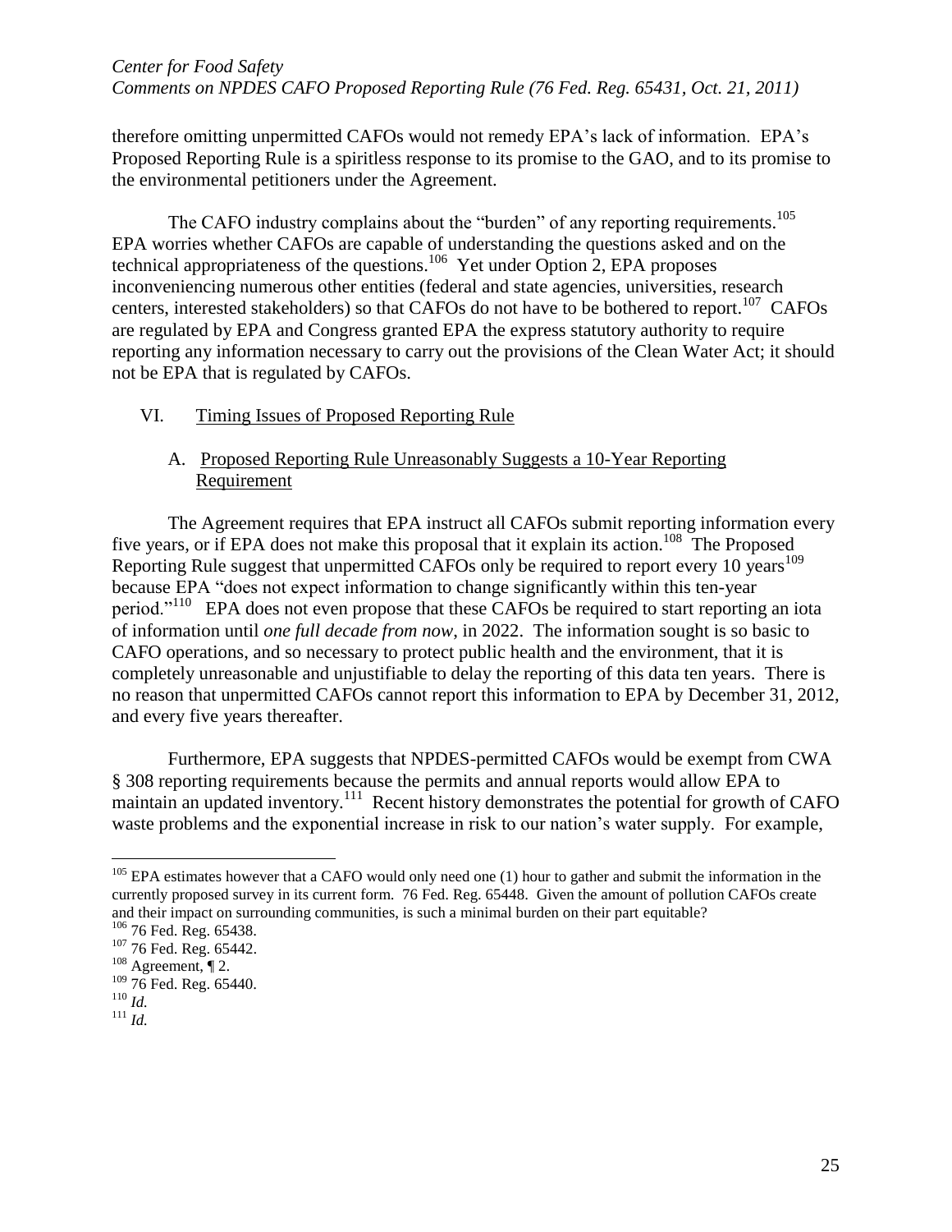therefore omitting unpermitted CAFOs would not remedy EPA's lack of information. EPA's Proposed Reporting Rule is a spiritless response to its promise to the GAO, and to its promise to the environmental petitioners under the Agreement.

The CAFO industry complains about the "burden" of any reporting requirements.[105] EPA worries whether CAFOs are capable of understanding the questions asked and on the technical appropriateness of the questions.[106] Yet under Option 2, EPA proposes inconveniencing numerous other entities (federal and state agencies, universities, research centers, interested stakeholders) so that CAFOs do not have to be bothered to report.[107] CAFOs are regulated by EPA and Congress granted EPA the express statutory authority to require reporting any information necessary to carry out the provisions of the Clean Water Act; it should not be EPA that is regulated by CAFOs.

## VI. Timing Issues of Proposed Reporting Rule

### A. Proposed Reporting Rule Unreasonably Suggests a 10-Year Reporting Requirement

The Agreement requires that EPA instruct all CAFOs submit reporting information every five years, or if EPA does not make this proposal that it explain its action.[108] The Proposed Reporting Rule suggest that unpermitted CAFOs only be required to report every 10 years[109] because EPA "does not expect information to change significantly within this ten-year period."[110] EPA does not even propose that these CAFOs be required to start reporting an iota of information until *one full decade from now*, in 2022. The information sought is so basic to CAFO operations, and so necessary to protect public health and the environment, that it is completely unreasonable and unjustifiable to delay the reporting of this data ten years. There is no reason that unpermitted CAFOs cannot report this information to EPA by December 31, 2012, and every five years thereafter.

Furthermore, EPA suggests that NPDES-permitted CAFOs would be exempt from CWA § 308 reporting requirements because the permits and annual reports would allow EPA to maintain an updated inventory.[111] Recent history demonstrates the potential for growth of CAFO waste problems and the exponential increase in risk to our nation's water supply. For example,

---

[105] EPA estimates however that a CAFO would only need one (1) hour to gather and submit the information in the currently proposed survey in its current form. 76 Fed. Reg. 65448. Given the amount of pollution CAFOs create and their impact on surrounding communities, is such a minimal burden on their part equitable?

[106] 76 Fed. Reg. 65438.

[107] 76 Fed. Reg. 65442.

[108] Agreement, ¶ 2.

[109] 76 Fed. Reg. 65440.

[110] *Id.*

[111] *Id.*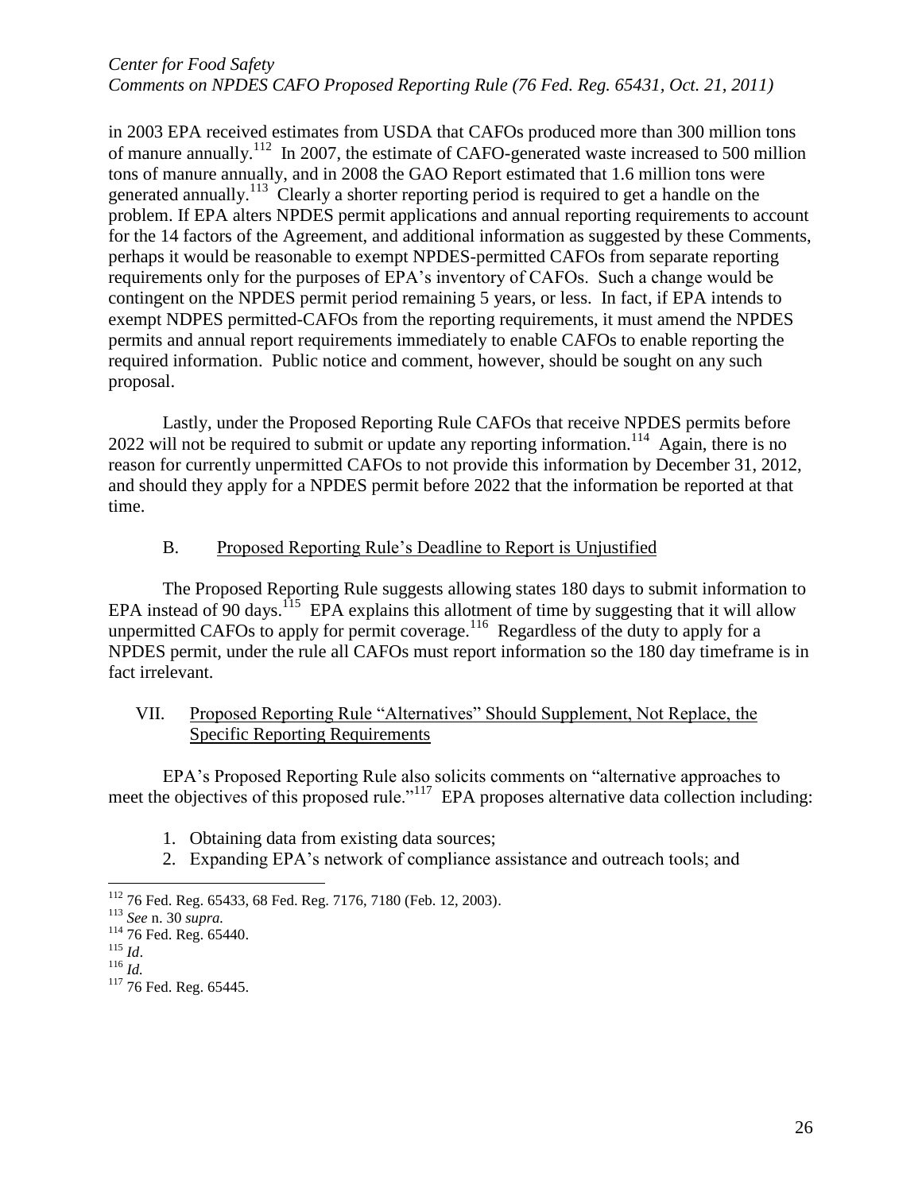in 2003 EPA received estimates from USDA that CAFOs produced more than 300 million tons of manure annually.[112] In 2007, the estimate of CAFO-generated waste increased to 500 million tons of manure annually, and in 2008 the GAO Report estimated that 1.6 million tons were generated annually.[113] Clearly a shorter reporting period is required to get a handle on the problem. If EPA alters NPDES permit applications and annual reporting requirements to account for the 14 factors of the Agreement, and additional information as suggested by these Comments, perhaps it would be reasonable to exempt NPDES-permitted CAFOs from separate reporting requirements only for the purposes of EPA's inventory of CAFOs. Such a change would be contingent on the NPDES permit period remaining 5 years, or less. In fact, if EPA intends to exempt NDPES permitted-CAFOs from the reporting requirements, it must amend the NPDES permits and annual report requirements immediately to enable CAFOs to enable reporting the required information. Public notice and comment, however, should be sought on any such proposal.

Lastly, under the Proposed Reporting Rule CAFOs that receive NPDES permits before 2022 will not be required to submit or update any reporting information.[114] Again, there is no reason for currently unpermitted CAFOs to not provide this information by December 31, 2012, and should they apply for a NPDES permit before 2022 that the information be reported at that time.

### B. Proposed Reporting Rule's Deadline to Report is Unjustified

The Proposed Reporting Rule suggests allowing states 180 days to submit information to EPA instead of 90 days.[115] EPA explains this allotment of time by suggesting that it will allow unpermitted CAFOs to apply for permit coverage.[116] Regardless of the duty to apply for a NPDES permit, under the rule all CAFOs must report information so the 180 day timeframe is in fact irrelevant.

## VII. Proposed Reporting Rule "Alternatives" Should Supplement, Not Replace, the Specific Reporting Requirements

EPA's Proposed Reporting Rule also solicits comments on "alternative approaches to meet the objectives of this proposed rule."[117] EPA proposes alternative data collection including:

1. Obtaining data from existing data sources;
2. Expanding EPA's network of compliance assistance and outreach tools; and

---

[112] 76 Fed. Reg. 65433, 68 Fed. Reg. 7176, 7180 (Feb. 12, 2003).

[113] *See* n. 30 *supra.*

[114] 76 Fed. Reg. 65440.

[115] *Id*.

[116] *Id.*

[117] 76 Fed. Reg. 65445.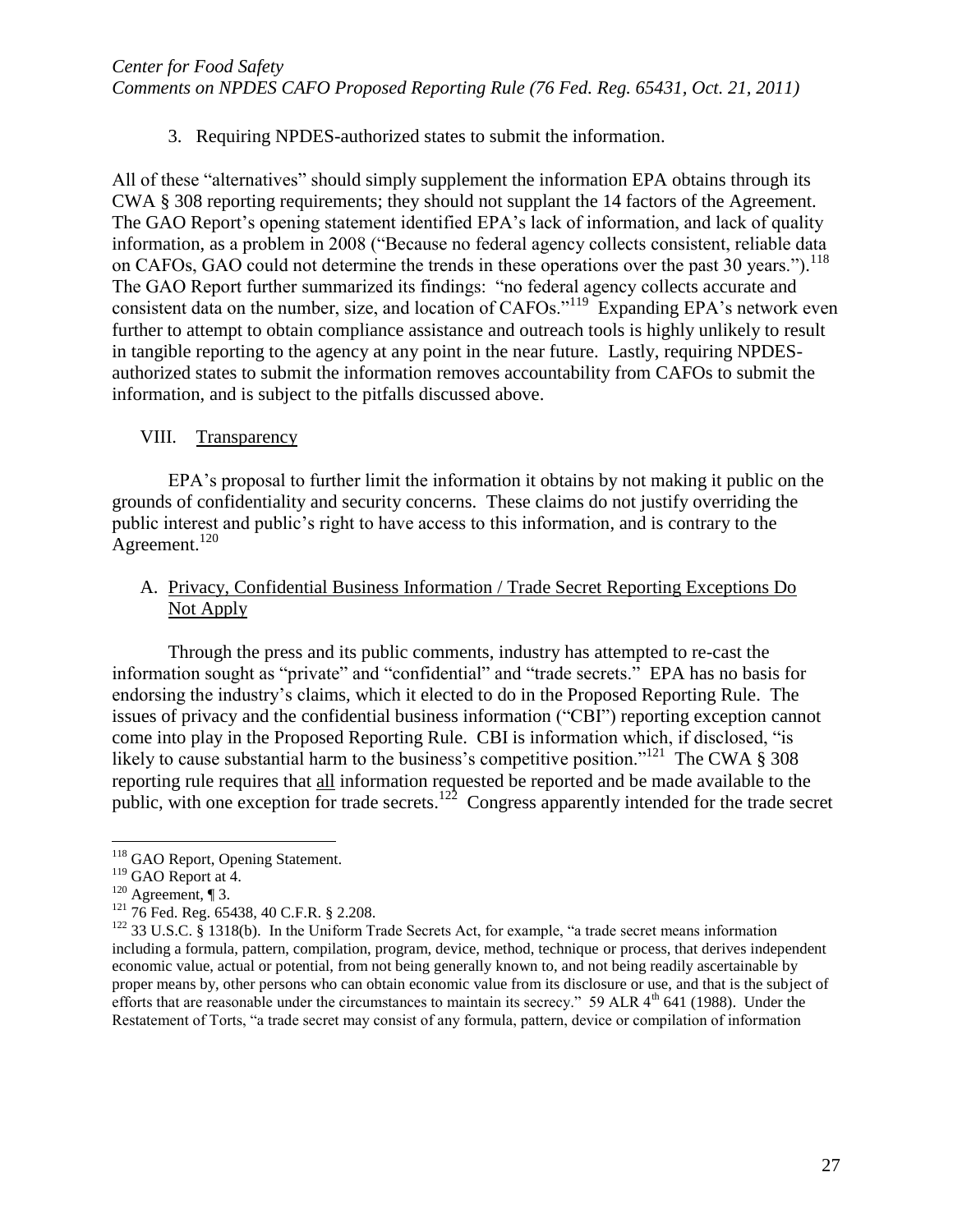3. Requiring NPDES-authorized states to submit the information.

All of these "alternatives" should simply supplement the information EPA obtains through its CWA § 308 reporting requirements; they should not supplant the 14 factors of the Agreement. The GAO Report's opening statement identified EPA's lack of information, and lack of quality information, as a problem in 2008 ("Because no federal agency collects consistent, reliable data on CAFOs, GAO could not determine the trends in these operations over the past 30 years.").[118] The GAO Report further summarized its findings: "no federal agency collects accurate and consistent data on the number, size, and location of CAFOs."[119] Expanding EPA's network even further to attempt to obtain compliance assistance and outreach tools is highly unlikely to result in tangible reporting to the agency at any point in the near future. Lastly, requiring NPDES-authorized states to submit the information removes accountability from CAFOs to submit the information, and is subject to the pitfalls discussed above.

## VIII. Transparency

EPA's proposal to further limit the information it obtains by not making it public on the grounds of confidentiality and security concerns. These claims do not justify overriding the public interest and public's right to have access to this information, and is contrary to the Agreement.[120]

### A. Privacy, Confidential Business Information / Trade Secret Reporting Exceptions Do Not Apply

Through the press and its public comments, industry has attempted to re-cast the information sought as "private" and "confidential" and "trade secrets." EPA has no basis for endorsing the industry's claims, which it elected to do in the Proposed Reporting Rule. The issues of privacy and the confidential business information ("CBI") reporting exception cannot come into play in the Proposed Reporting Rule. CBI is information which, if disclosed, "is likely to cause substantial harm to the business's competitive position."[121] The CWA § 308 reporting rule requires that all information requested be reported and be made available to the public, with one exception for trade secrets.[122] Congress apparently intended for the trade secret

---

[118] GAO Report, Opening Statement.

[119] GAO Report at 4.

[120] Agreement, ¶ 3.

[121] 76 Fed. Reg. 65438, 40 C.F.R. § 2.208.

[122] 33 U.S.C. § 1318(b). In the Uniform Trade Secrets Act, for example, "a trade secret means information including a formula, pattern, compilation, program, device, method, technique or process, that derives independent economic value, actual or potential, from not being generally known to, and not being readily ascertainable by proper means by, other persons who can obtain economic value from its disclosure or use, and that is the subject of efforts that are reasonable under the circumstances to maintain its secrecy." 59 ALR 4th 641 (1988). Under the Restatement of Torts, "a trade secret may consist of any formula, pattern, device or compilation of information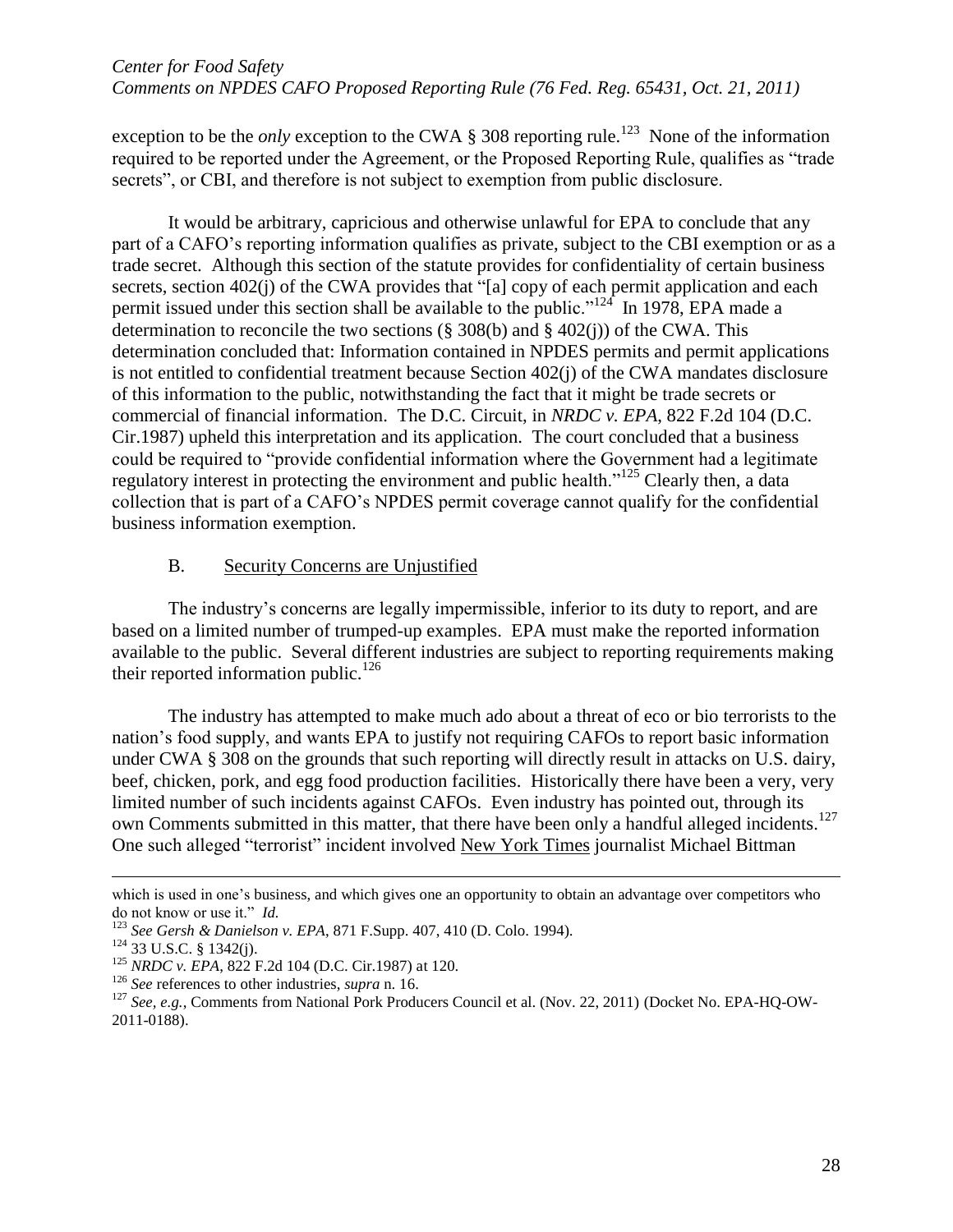exception to be the *only* exception to the CWA § 308 reporting rule.[123] None of the information required to be reported under the Agreement, or the Proposed Reporting Rule, qualifies as "trade secrets", or CBI, and therefore is not subject to exemption from public disclosure.

It would be arbitrary, capricious and otherwise unlawful for EPA to conclude that any part of a CAFO's reporting information qualifies as private, subject to the CBI exemption or as a trade secret. Although this section of the statute provides for confidentiality of certain business secrets, section 402(j) of the CWA provides that "[a] copy of each permit application and each permit issued under this section shall be available to the public."[124] In 1978, EPA made a determination to reconcile the two sections (§ 308(b) and § 402(j)) of the CWA. This determination concluded that: Information contained in NPDES permits and permit applications is not entitled to confidential treatment because Section 402(j) of the CWA mandates disclosure of this information to the public, notwithstanding the fact that it might be trade secrets or commercial of financial information. The D.C. Circuit, in *NRDC v. EPA*, 822 F.2d 104 (D.C. Cir.1987) upheld this interpretation and its application. The court concluded that a business could be required to "provide confidential information where the Government had a legitimate regulatory interest in protecting the environment and public health."[125] Clearly then, a data collection that is part of a CAFO's NPDES permit coverage cannot qualify for the confidential business information exemption.

### B. Security Concerns are Unjustified

The industry's concerns are legally impermissible, inferior to its duty to report, and are based on a limited number of trumped-up examples. EPA must make the reported information available to the public. Several different industries are subject to reporting requirements making their reported information public.[126]

The industry has attempted to make much ado about a threat of eco or bio terrorists to the nation's food supply, and wants EPA to justify not requiring CAFOs to report basic information under CWA § 308 on the grounds that such reporting will directly result in attacks on U.S. dairy, beef, chicken, pork, and egg food production facilities. Historically there have been a very, very limited number of such incidents against CAFOs. Even industry has pointed out, through its own Comments submitted in this matter, that there have been only a handful alleged incidents.[127] One such alleged "terrorist" incident involved New York Times journalist Michael Bittman

---

which is used in one's business, and which gives one an opportunity to obtain an advantage over competitors who do not know or use it." *Id.*

[123] *See Gersh & Danielson v. EPA*, 871 F.Supp. 407, 410 (D. Colo. 1994).

[124] 33 U.S.C. § 1342(j).

[125] *NRDC v. EPA*, 822 F.2d 104 (D.C. Cir.1987) at 120.

[126] *See* references to other industries, *supra* n. 16.

[127] *See, e.g.*, Comments from National Pork Producers Council et al. (Nov. 22, 2011) (Docket No. EPA-HQ-OW-2011-0188).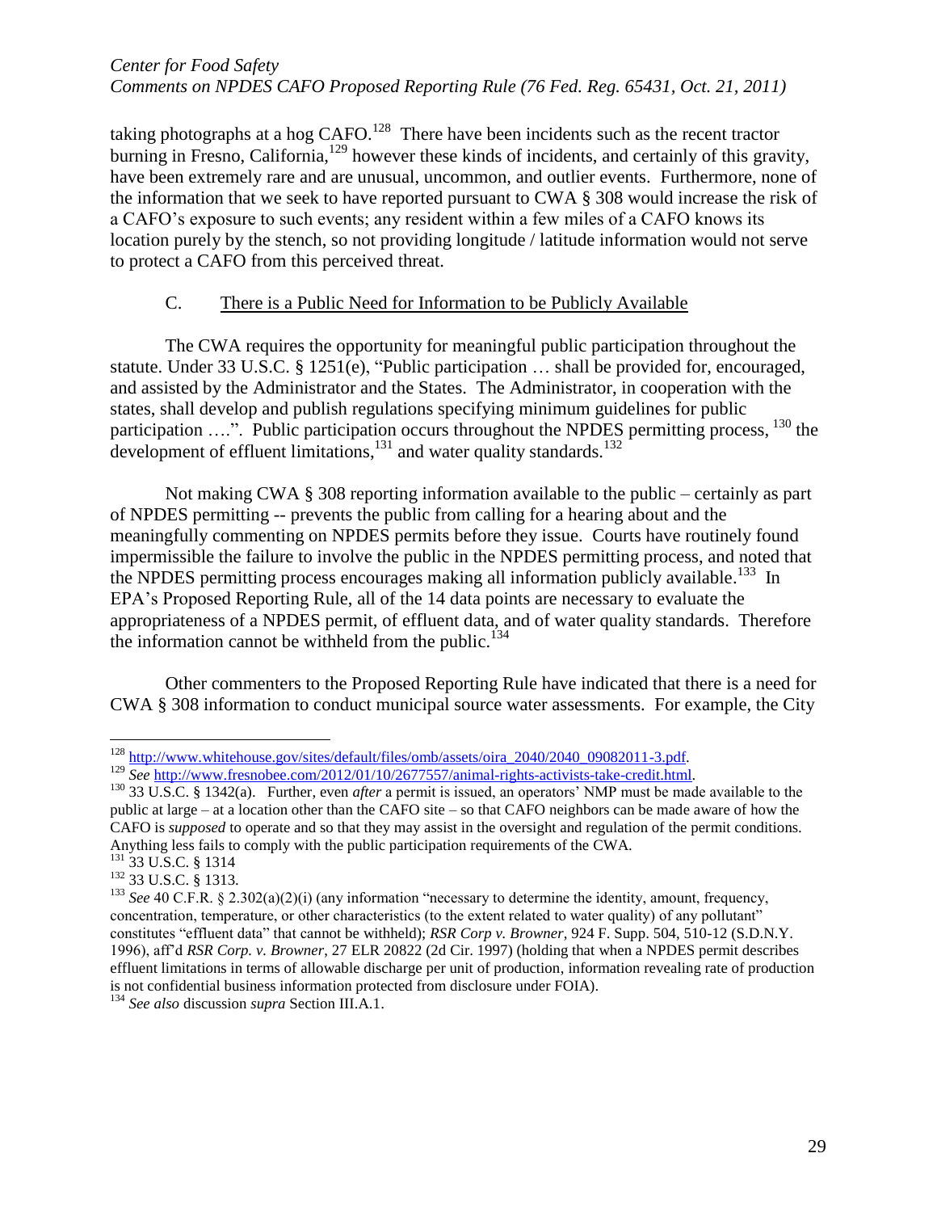taking photographs at a hog CAFO.[128] There have been incidents such as the recent tractor burning in Fresno, California,[129] however these kinds of incidents, and certainly of this gravity, have been extremely rare and are unusual, uncommon, and outlier events. Furthermore, none of the information that we seek to have reported pursuant to CWA § 308 would increase the risk of a CAFO's exposure to such events; any resident within a few miles of a CAFO knows its location purely by the stench, so not providing longitude / latitude information would not serve to protect a CAFO from this perceived threat.

### C. There is a Public Need for Information to be Publicly Available

The CWA requires the opportunity for meaningful public participation throughout the statute. Under 33 U.S.C. § 1251(e), "Public participation … shall be provided for, encouraged, and assisted by the Administrator and the States. The Administrator, in cooperation with the states, shall develop and publish regulations specifying minimum guidelines for public participation ….". Public participation occurs throughout the NPDES permitting process, [130] the development of effluent limitations,[131] and water quality standards.[132]

Not making CWA § 308 reporting information available to the public – certainly as part of NPDES permitting -- prevents the public from calling for a hearing about and the meaningfully commenting on NPDES permits before they issue. Courts have routinely found impermissible the failure to involve the public in the NPDES permitting process, and noted that the NPDES permitting process encourages making all information publicly available.[133] In EPA's Proposed Reporting Rule, all of the 14 data points are necessary to evaluate the appropriateness of a NPDES permit, of effluent data, and of water quality standards. Therefore the information cannot be withheld from the public.[134]

Other commenters to the Proposed Reporting Rule have indicated that there is a need for CWA § 308 information to conduct municipal source water assessments. For example, the City

---

[128] http://www.whitehouse.gov/sites/default/files/omb/assets/oira_2040/2040_09082011-3.pdf.

[129] *See* http://www.fresnobee.com/2012/01/10/2677557/animal-rights-activists-take-credit.html.

[130] 33 U.S.C. § 1342(a). Further, even *after* a permit is issued, an operators' NMP must be made available to the public at large – at a location other than the CAFO site – so that CAFO neighbors can be made aware of how the CAFO is *supposed* to operate and so that they may assist in the oversight and regulation of the permit conditions. Anything less fails to comply with the public participation requirements of the CWA.

[131] 33 U.S.C. § 1314

[132] 33 U.S.C. § 1313.

[133] *See* 40 C.F.R. § 2.302(a)(2)(i) (any information "necessary to determine the identity, amount, frequency, concentration, temperature, or other characteristics (to the extent related to water quality) of any pollutant" constitutes "effluent data" that cannot be withheld); *RSR Corp v. Browner*, 924 F. Supp. 504, 510-12 (S.D.N.Y. 1996), aff'd *RSR Corp. v. Browner*, 27 ELR 20822 (2d Cir. 1997) (holding that when a NPDES permit describes effluent limitations in terms of allowable discharge per unit of production, information revealing rate of production is not confidential business information protected from disclosure under FOIA).

[134] *See also* discussion *supra* Section III.A.1.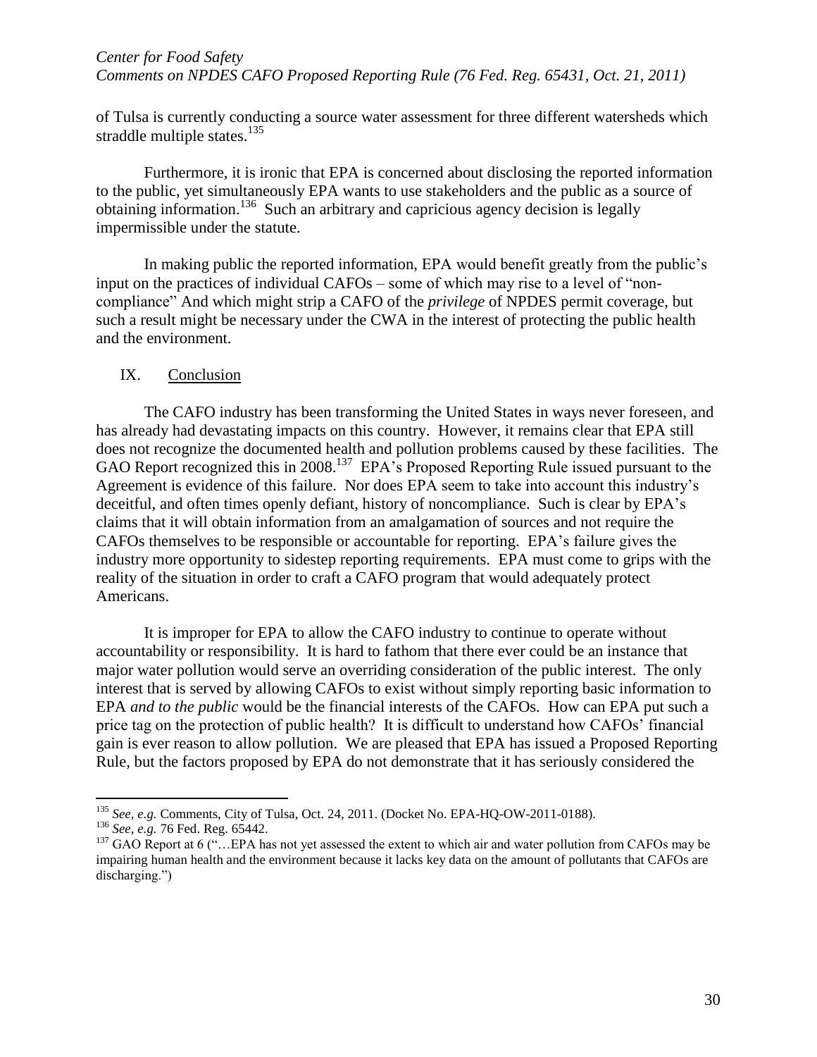of Tulsa is currently conducting a source water assessment for three different watersheds which straddle multiple states.[135]

Furthermore, it is ironic that EPA is concerned about disclosing the reported information to the public, yet simultaneously EPA wants to use stakeholders and the public as a source of obtaining information.[136] Such an arbitrary and capricious agency decision is legally impermissible under the statute.

In making public the reported information, EPA would benefit greatly from the public's input on the practices of individual CAFOs – some of which may rise to a level of "non-compliance" And which might strip a CAFO of the *privilege* of NPDES permit coverage, but such a result might be necessary under the CWA in the interest of protecting the public health and the environment.

## IX. Conclusion

The CAFO industry has been transforming the United States in ways never foreseen, and has already had devastating impacts on this country. However, it remains clear that EPA still does not recognize the documented health and pollution problems caused by these facilities. The GAO Report recognized this in 2008.[137] EPA's Proposed Reporting Rule issued pursuant to the Agreement is evidence of this failure. Nor does EPA seem to take into account this industry's deceitful, and often times openly defiant, history of noncompliance. Such is clear by EPA's claims that it will obtain information from an amalgamation of sources and not require the CAFOs themselves to be responsible or accountable for reporting. EPA's failure gives the industry more opportunity to sidestep reporting requirements. EPA must come to grips with the reality of the situation in order to craft a CAFO program that would adequately protect Americans.

It is improper for EPA to allow the CAFO industry to continue to operate without accountability or responsibility. It is hard to fathom that there ever could be an instance that major water pollution would serve an overriding consideration of the public interest. The only interest that is served by allowing CAFOs to exist without simply reporting basic information to EPA *and to the public* would be the financial interests of the CAFOs. How can EPA put such a price tag on the protection of public health? It is difficult to understand how CAFOs' financial gain is ever reason to allow pollution. We are pleased that EPA has issued a Proposed Reporting Rule, but the factors proposed by EPA do not demonstrate that it has seriously considered the

---

[135] *See, e.g.* Comments, City of Tulsa, Oct. 24, 2011. (Docket No. EPA-HQ-OW-2011-0188).

[136] *See, e.g.* 76 Fed. Reg. 65442.

[137] GAO Report at 6 ("…EPA has not yet assessed the extent to which air and water pollution from CAFOs may be impairing human health and the environment because it lacks key data on the amount of pollutants that CAFOs are discharging.")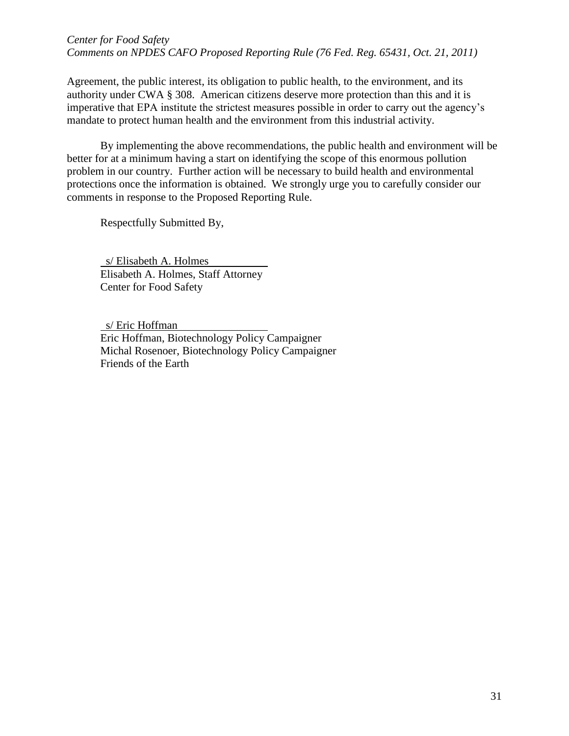Agreement, the public interest, its obligation to public health, to the environment, and its authority under CWA § 308. American citizens deserve more protection than this and it is imperative that EPA institute the strictest measures possible in order to carry out the agency's mandate to protect human health and the environment from this industrial activity.

By implementing the above recommendations, the public health and environment will be better for at a minimum having a start on identifying the scope of this enormous pollution problem in our country. Further action will be necessary to build health and environmental protections once the information is obtained. We strongly urge you to carefully consider our comments in response to the Proposed Reporting Rule.

Respectfully Submitted By,

s/ Elisabeth A. Holmes
Elisabeth A. Holmes, Staff Attorney
Center for Food Safety

s/ Eric Hoffman
Eric Hoffman, Biotechnology Policy Campaigner
Michal Rosenoer, Biotechnology Policy Campaigner
Friends of the Earth